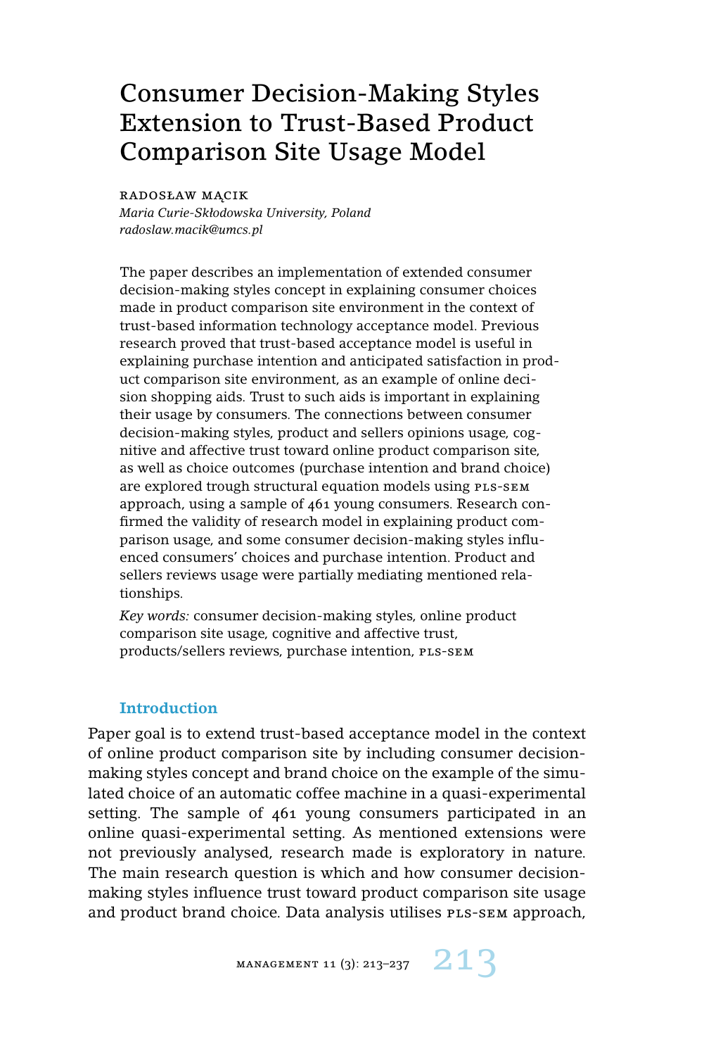# Consumer Decision-Making Styles Extension to Trust-Based Product Comparison Site Usage Model

RADOSŁAW MĄCIK
*Maria Curie-Skłodowska University, Poland*
*radoslaw.macik@umcs.pl*

The paper describes an implementation of extended consumer decision-making styles concept in explaining consumer choices made in product comparison site environment in the context of trust-based information technology acceptance model. Previous research proved that trust-based acceptance model is useful in explaining purchase intention and anticipated satisfaction in product comparison site environment, as an example of online decision shopping aids. Trust to such aids is important in explaining their usage by consumers. The connections between consumer decision-making styles, product and sellers opinions usage, cognitive and affective trust toward online product comparison site, as well as choice outcomes (purchase intention and brand choice) are explored trough structural equation models using PLS-SEM approach, using a sample of 461 young consumers. Research confirmed the validity of research model in explaining product comparison usage, and some consumer decision-making styles influenced consumers' choices and purchase intention. Product and sellers reviews usage were partially mediating mentioned relationships.

*Key words:* consumer decision-making styles, online product comparison site usage, cognitive and affective trust, products/sellers reviews, purchase intention, PLS-SEM

## Introduction

Paper goal is to extend trust-based acceptance model in the context of online product comparison site by including consumer decision-making styles concept and brand choice on the example of the simulated choice of an automatic coffee machine in a quasi-experimental setting. The sample of 461 young consumers participated in an online quasi-experimental setting. As mentioned extensions were not previously analysed, research made is exploratory in nature. The main research question is which and how consumer decision-making styles influence trust toward product comparison site usage and product brand choice. Data analysis utilises PLS-SEM approach,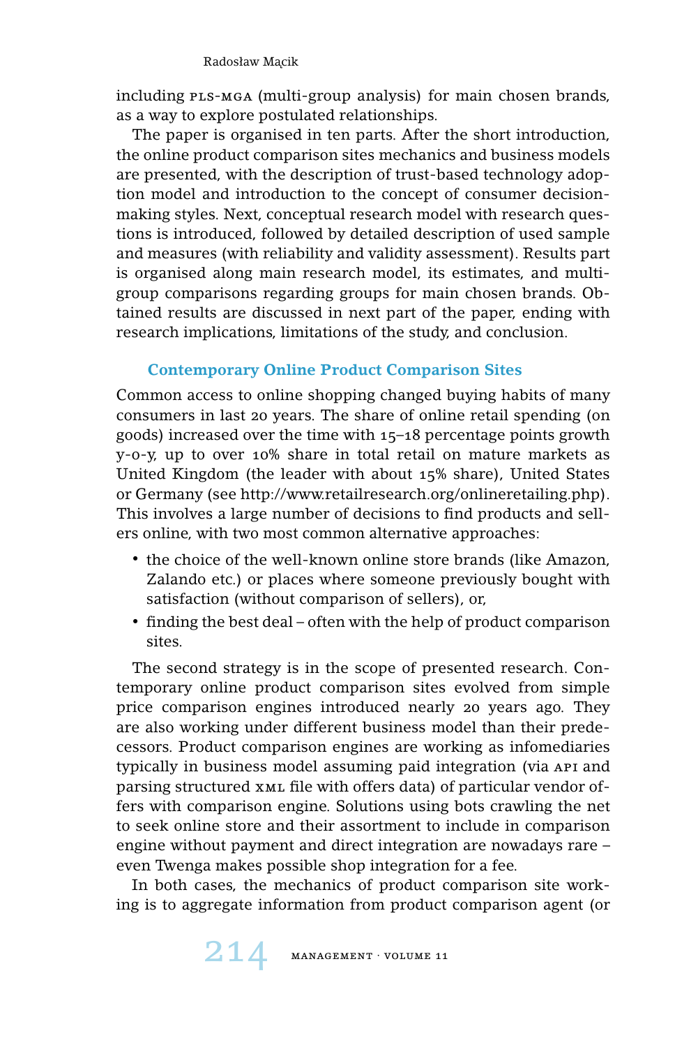including PLS-MGA (multi-group analysis) for main chosen brands, as a way to explore postulated relationships.

The paper is organised in ten parts. After the short introduction, the online product comparison sites mechanics and business models are presented, with the description of trust-based technology adoption model and introduction to the concept of consumer decision-making styles. Next, conceptual research model with research questions is introduced, followed by detailed description of used sample and measures (with reliability and validity assessment). Results part is organised along main research model, its estimates, and multi-group comparisons regarding groups for main chosen brands. Obtained results are discussed in next part of the paper, ending with research implications, limitations of the study, and conclusion.

## Contemporary Online Product Comparison Sites

Common access to online shopping changed buying habits of many consumers in last 20 years. The share of online retail spending (on goods) increased over the time with 15–18 percentage points growth y-o-y, up to over 10% share in total retail on mature markets as United Kingdom (the leader with about 15% share), United States or Germany (see http://www.retailresearch.org/onlineretailing.php). This involves a large number of decisions to find products and sellers online, with two most common alternative approaches:

- the choice of the well-known online store brands (like Amazon, Zalando etc.) or places where someone previously bought with satisfaction (without comparison of sellers), or,
- finding the best deal – often with the help of product comparison sites.

The second strategy is in the scope of presented research. Contemporary online product comparison sites evolved from simple price comparison engines introduced nearly 20 years ago. They are also working under different business model than their predecessors. Product comparison engines are working as infomediaries typically in business model assuming paid integration (via API and parsing structured XML file with offers data) of particular vendor offers with comparison engine. Solutions using bots crawling the net to seek online store and their assortment to include in comparison engine without payment and direct integration are nowadays rare – even Twenga makes possible shop integration for a fee.

In both cases, the mechanics of product comparison site working is to aggregate information from product comparison agent (or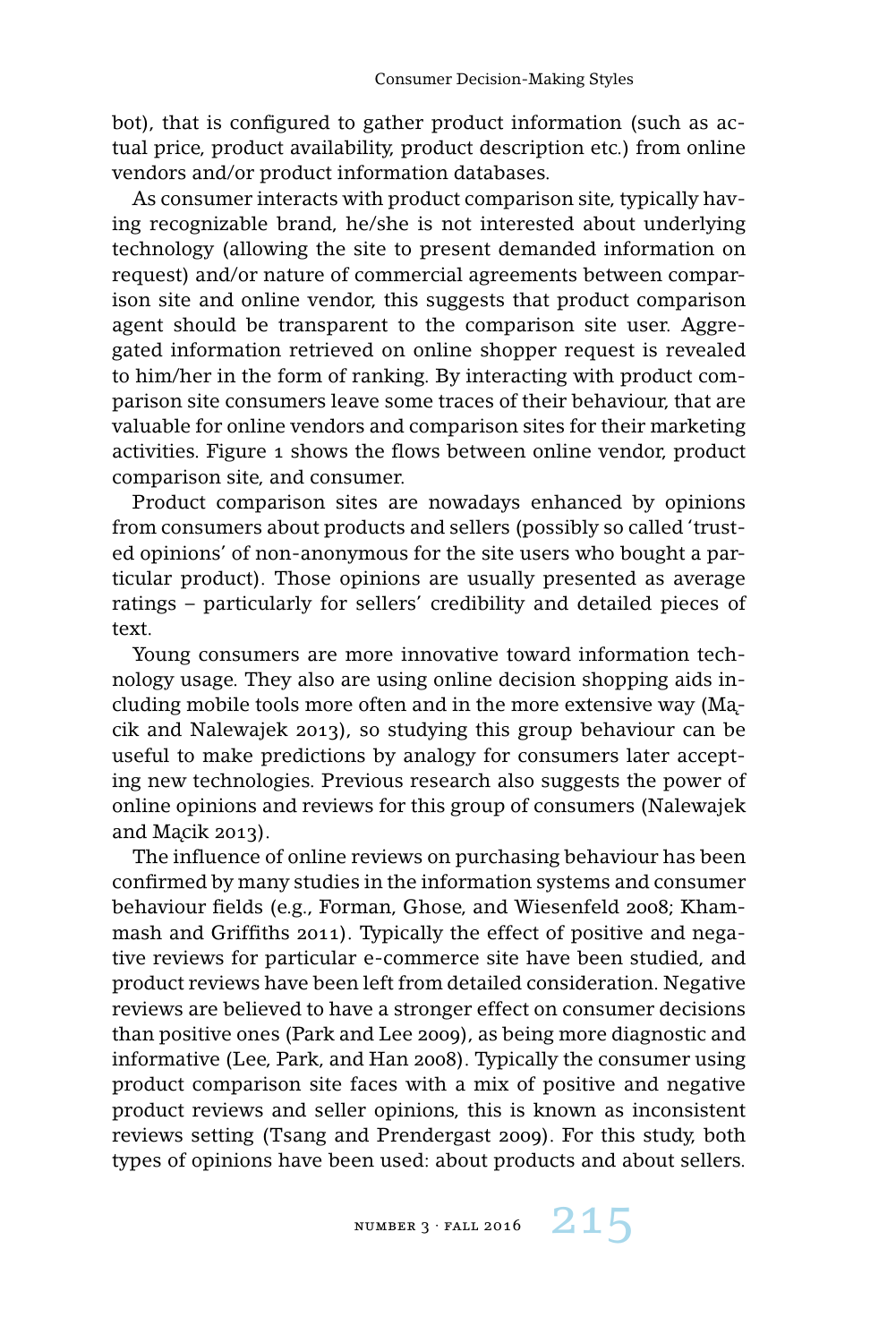bot), that is configured to gather product information (such as actual price, product availability, product description etc.) from online vendors and/or product information databases.

As consumer interacts with product comparison site, typically having recognizable brand, he/she is not interested about underlying technology (allowing the site to present demanded information on request) and/or nature of commercial agreements between comparison site and online vendor, this suggests that product comparison agent should be transparent to the comparison site user. Aggregated information retrieved on online shopper request is revealed to him/her in the form of ranking. By interacting with product comparison site consumers leave some traces of their behaviour, that are valuable for online vendors and comparison sites for their marketing activities. Figure 1 shows the flows between online vendor, product comparison site, and consumer.

Product comparison sites are nowadays enhanced by opinions from consumers about products and sellers (possibly so called 'trusted opinions' of non-anonymous for the site users who bought a particular product). Those opinions are usually presented as average ratings – particularly for sellers' credibility and detailed pieces of text.

Young consumers are more innovative toward information technology usage. They also are using online decision shopping aids including mobile tools more often and in the more extensive way (Mącik and Nalewajek 2013), so studying this group behaviour can be useful to make predictions by analogy for consumers later accepting new technologies. Previous research also suggests the power of online opinions and reviews for this group of consumers (Nalewajek and Mącik 2013).

The influence of online reviews on purchasing behaviour has been confirmed by many studies in the information systems and consumer behaviour fields (e.g., Forman, Ghose, and Wiesenfeld 2008; Khammash and Griffiths 2011). Typically the effect of positive and negative reviews for particular e-commerce site have been studied, and product reviews have been left from detailed consideration. Negative reviews are believed to have a stronger effect on consumer decisions than positive ones (Park and Lee 2009), as being more diagnostic and informative (Lee, Park, and Han 2008). Typically the consumer using product comparison site faces with a mix of positive and negative product reviews and seller opinions, this is known as inconsistent reviews setting (Tsang and Prendergast 2009). For this study, both types of opinions have been used: about products and about sellers.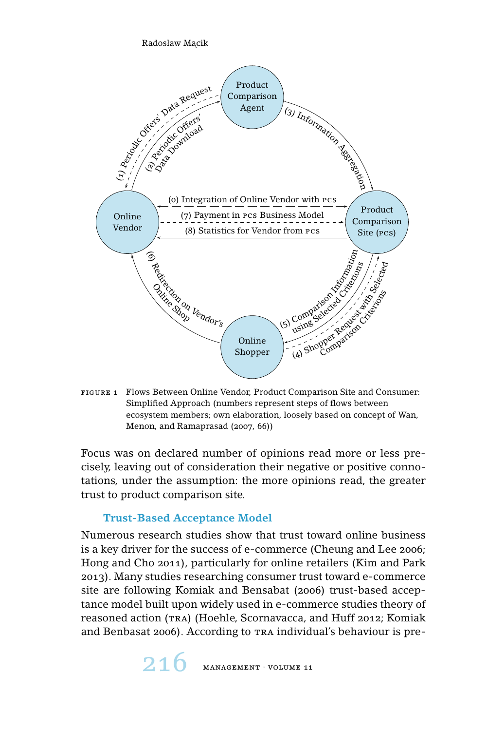Product Comparison Agent

Online Vendor

Product Comparison Site (PCS)

Online Shopper

(1) Periodic Offers' Data Request

(2) Periodic Offers' Data Download

(3) Information Aggregation

(0) Integration of Online Vendor with PCS

(7) Payment in PCS Business Model

(8) Statistics for Vendor from PCS

(4) Shopper Request with Selected Comparison Criterions

(5) Comparison Information using Selected Criterions

(6) Redirection on Vendor's Online Shop

FIGURE 1 Flows Between Online Vendor, Product Comparison Site and Consumer: Simplified Approach (numbers represent steps of flows between ecosystem members; own elaboration, loosely based on concept of Wan, Menon, and Ramaprasad (2007, 66))

Focus was on declared number of opinions read more or less precisely, leaving out of consideration their negative or positive connotations, under the assumption: the more opinions read, the greater trust to product comparison site.

### Trust-Based Acceptance Model

Numerous research studies show that trust toward online business is a key driver for the success of e-commerce (Cheung and Lee 2006; Hong and Cho 2011), particularly for online retailers (Kim and Park 2013). Many studies researching consumer trust toward e-commerce site are following Komiak and Bensabat (2006) trust-based acceptance model built upon widely used in e-commerce studies theory of reasoned action (TRA) (Hoehle, Scornavacca, and Huff 2012; Komiak and Benbasat 2006). According to TRA individual's behaviour is pre-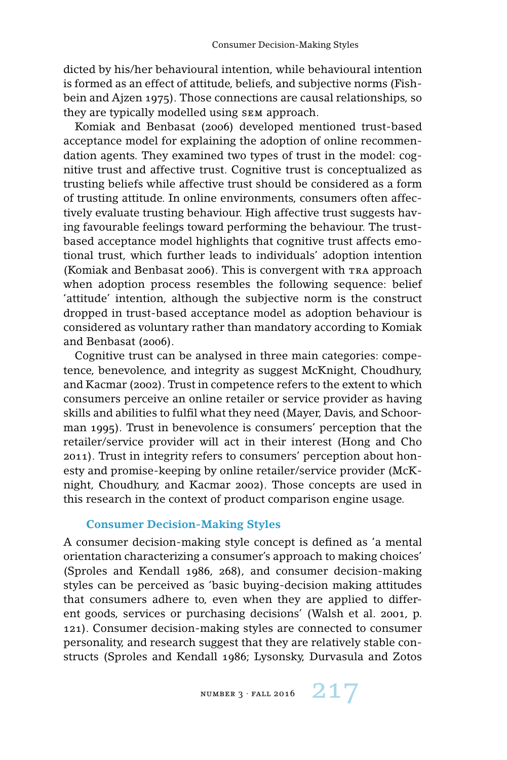dicted by his/her behavioural intention, while behavioural intention is formed as an effect of attitude, beliefs, and subjective norms (Fishbein and Ajzen 1975). Those connections are causal relationships, so they are typically modelled using SEM approach.

Komiak and Benbasat (2006) developed mentioned trust-based acceptance model for explaining the adoption of online recommendation agents. They examined two types of trust in the model: cognitive trust and affective trust. Cognitive trust is conceptualized as trusting beliefs while affective trust should be considered as a form of trusting attitude. In online environments, consumers often affectively evaluate trusting behaviour. High affective trust suggests having favourable feelings toward performing the behaviour. The trust-based acceptance model highlights that cognitive trust affects emotional trust, which further leads to individuals' adoption intention (Komiak and Benbasat 2006). This is convergent with TRA approach when adoption process resembles the following sequence: belief 'attitude' intention, although the subjective norm is the construct dropped in trust-based acceptance model as adoption behaviour is considered as voluntary rather than mandatory according to Komiak and Benbasat (2006).

Cognitive trust can be analysed in three main categories: competence, benevolence, and integrity as suggest McKnight, Choudhury, and Kacmar (2002). Trust in competence refers to the extent to which consumers perceive an online retailer or service provider as having skills and abilities to fulfil what they need (Mayer, Davis, and Schoorman 1995). Trust in benevolence is consumers' perception that the retailer/service provider will act in their interest (Hong and Cho 2011). Trust in integrity refers to consumers' perception about honesty and promise-keeping by online retailer/service provider (McKnight, Choudhury, and Kacmar 2002). Those concepts are used in this research in the context of product comparison engine usage.

## Consumer Decision-Making Styles

A consumer decision-making style concept is defined as 'a mental orientation characterizing a consumer's approach to making choices' (Sproles and Kendall 1986, 268), and consumer decision-making styles can be perceived as 'basic buying-decision making attitudes that consumers adhere to, even when they are applied to different goods, services or purchasing decisions' (Walsh et al. 2001, p. 121). Consumer decision-making styles are connected to consumer personality, and research suggest that they are relatively stable constructs (Sproles and Kendall 1986; Lysonsky, Durvasula and Zotos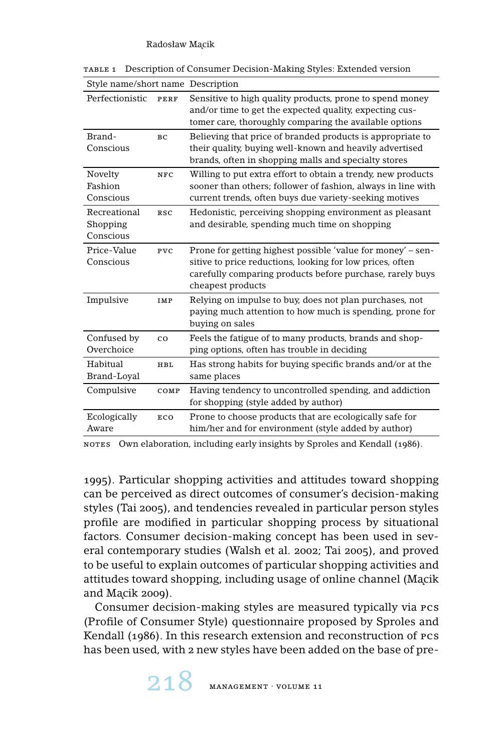TABLE 1 Description of Consumer Decision-Making Styles: Extended version

| Style name/short name | | Description |
|---|---|---|
| Perfectionistic | PERF | Sensitive to high quality products, prone to spend money and/or time to get the expected quality, expecting customer care, thoroughly comparing the available options |
| Brand-Conscious | BC | Believing that price of branded products is appropriate to their quality, buying well-known and heavily advertised brands, often in shopping malls and specialty stores |
| Novelty Fashion Conscious | NFC | Willing to put extra effort to obtain a trendy, new products sooner than others; follower of fashion, always in line with current trends, often buys due variety-seeking motives |
| Recreational Shopping Conscious | RSC | Hedonistic, perceiving shopping environment as pleasant and desirable, spending much time on shopping |
| Price-Value Conscious | PVC | Prone for getting highest possible 'value for money' – sensitive to price reductions, looking for low prices, often carefully comparing products before purchase, rarely buys cheapest products |
| Impulsive | IMP | Relying on impulse to buy, does not plan purchases, not paying much attention to how much is spending, prone for buying on sales |
| Confused by Overchoice | CO | Feels the fatigue of to many products, brands and shopping options, often has trouble in deciding |
| Habitual Brand-Loyal | HBL | Has strong habits for buying specific brands and/or at the same places |
| Compulsive | COMP | Having tendency to uncontrolled spending, and addiction for shopping (style added by author) |
| Ecologically Aware | ECO | Prone to choose products that are ecologically safe for him/her and for environment (style added by author) |

NOTES Own elaboration, including early insights by Sproles and Kendall (1986).

1995). Particular shopping activities and attitudes toward shopping can be perceived as direct outcomes of consumer's decision-making styles (Tai 2005), and tendencies revealed in particular person styles profile are modified in particular shopping process by situational factors. Consumer decision-making concept has been used in several contemporary studies (Walsh et al. 2002; Tai 2005), and proved to be useful to explain outcomes of particular shopping activities and attitudes toward shopping, including usage of online channel (Mącik and Mącik 2009).

Consumer decision-making styles are measured typically via PCS (Profile of Consumer Style) questionnaire proposed by Sproles and Kendall (1986). In this research extension and reconstruction of PCS has been used, with 2 new styles have been added on the base of pre-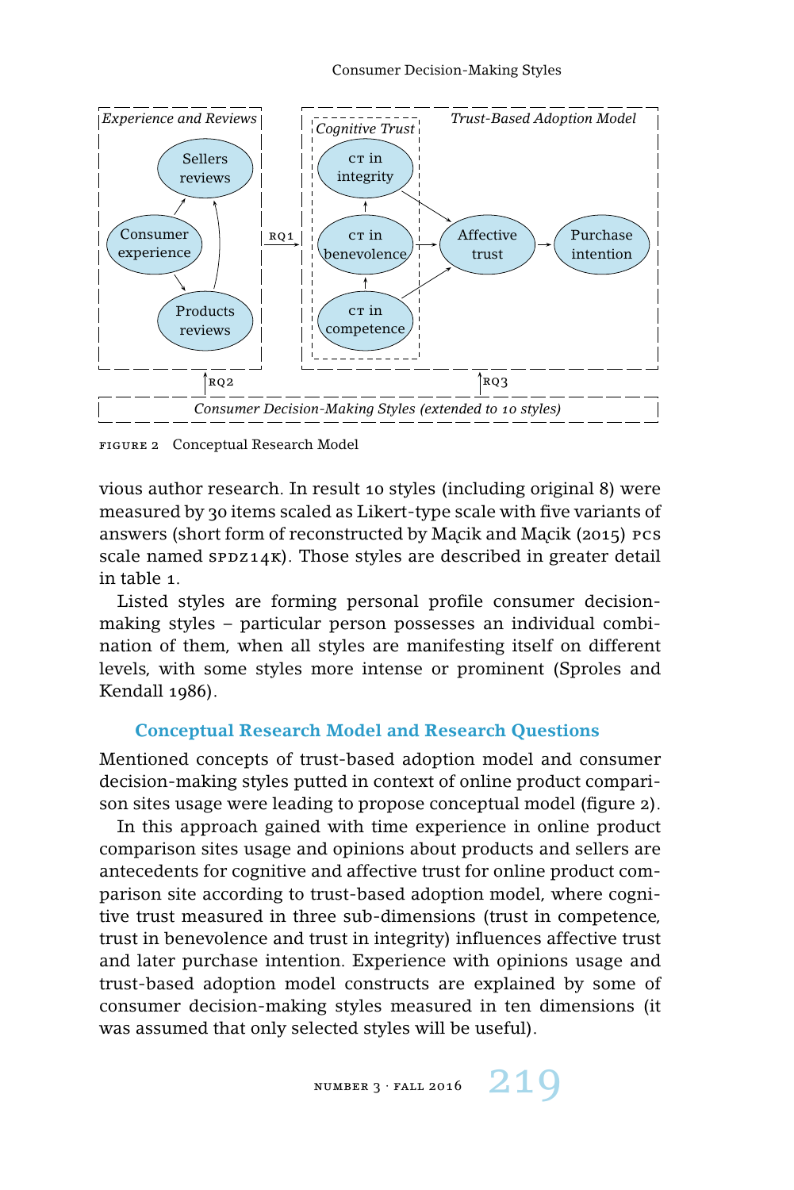Experience and Reviews

Sellers reviews

Consumer experience

Products reviews

RQ1

Cognitive Trust

CT in integrity

CT in benevolence

CT in competence

Trust-Based Adoption Model

Affective trust

Purchase intention

RQ2

RQ3

Consumer Decision-Making Styles (extended to 10 styles)

FIGURE 2 Conceptual Research Model

vious author research. In result 10 styles (including original 8) were measured by 30 items scaled as Likert-type scale with five variants of answers (short form of reconstructed by Mącik and Mącik (2015) PCS scale named SPDZ14K). Those styles are described in greater detail in table 1.

Listed styles are forming personal profile consumer decision-making styles – particular person possesses an individual combination of them, when all styles are manifesting itself on different levels, with some styles more intense or prominent (Sproles and Kendall 1986).

## Conceptual Research Model and Research Questions

Mentioned concepts of trust-based adoption model and consumer decision-making styles putted in context of online product comparison sites usage were leading to propose conceptual model (figure 2).

In this approach gained with time experience in online product comparison sites usage and opinions about products and sellers are antecedents for cognitive and affective trust for online product comparison site according to trust-based adoption model, where cognitive trust measured in three sub-dimensions (trust in competence, trust in benevolence and trust in integrity) influences affective trust and later purchase intention. Experience with opinions usage and trust-based adoption model constructs are explained by some of consumer decision-making styles measured in ten dimensions (it was assumed that only selected styles will be useful).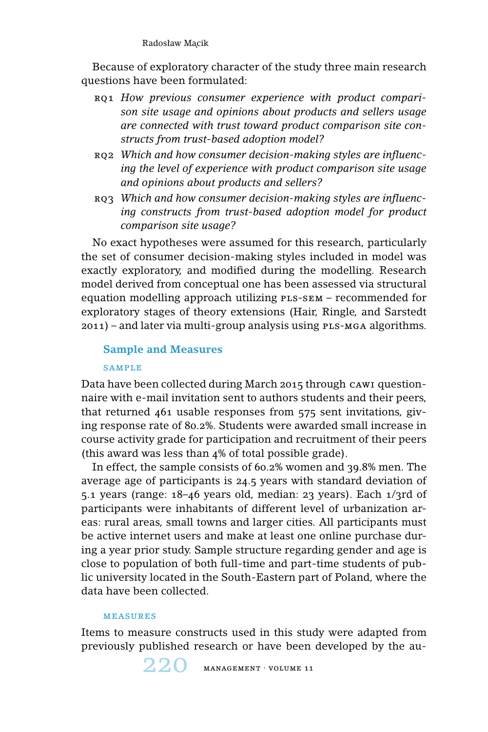Because of exploratory character of the study three main research questions have been formulated:

- RQ1 *How previous consumer experience with product comparison site usage and opinions about products and sellers usage are connected with trust toward product comparison site constructs from trust-based adoption model?*
- RQ2 *Which and how consumer decision-making styles are influencing the level of experience with product comparison site usage and opinions about products and sellers?*
- RQ3 *Which and how consumer decision-making styles are influencing constructs from trust-based adoption model for product comparison site usage?*

No exact hypotheses were assumed for this research, particularly the set of consumer decision-making styles included in model was exactly exploratory, and modified during the modelling. Research model derived from conceptual one has been assessed via structural equation modelling approach utilizing PLS-SEM – recommended for exploratory stages of theory extensions (Hair, Ringle, and Sarstedt 2011) – and later via multi-group analysis using PLS-MGA algorithms.

## Sample and Measures

### Sample

Data have been collected during March 2015 through CAWI questionnaire with e-mail invitation sent to authors students and their peers, that returned 461 usable responses from 575 sent invitations, giving response rate of 80.2%. Students were awarded small increase in course activity grade for participation and recruitment of their peers (this award was less than 4% of total possible grade).

In effect, the sample consists of 60.2% women and 39.8% men. The average age of participants is 24.5 years with standard deviation of 5.1 years (range: 18–46 years old, median: 23 years). Each 1/3rd of participants were inhabitants of different level of urbanization areas: rural areas, small towns and larger cities. All participants must be active internet users and make at least one online purchase during a year prior study. Sample structure regarding gender and age is close to population of both full-time and part-time students of public university located in the South-Eastern part of Poland, where the data have been collected.

### Measures

Items to measure constructs used in this study were adapted from previously published research or have been developed by the au-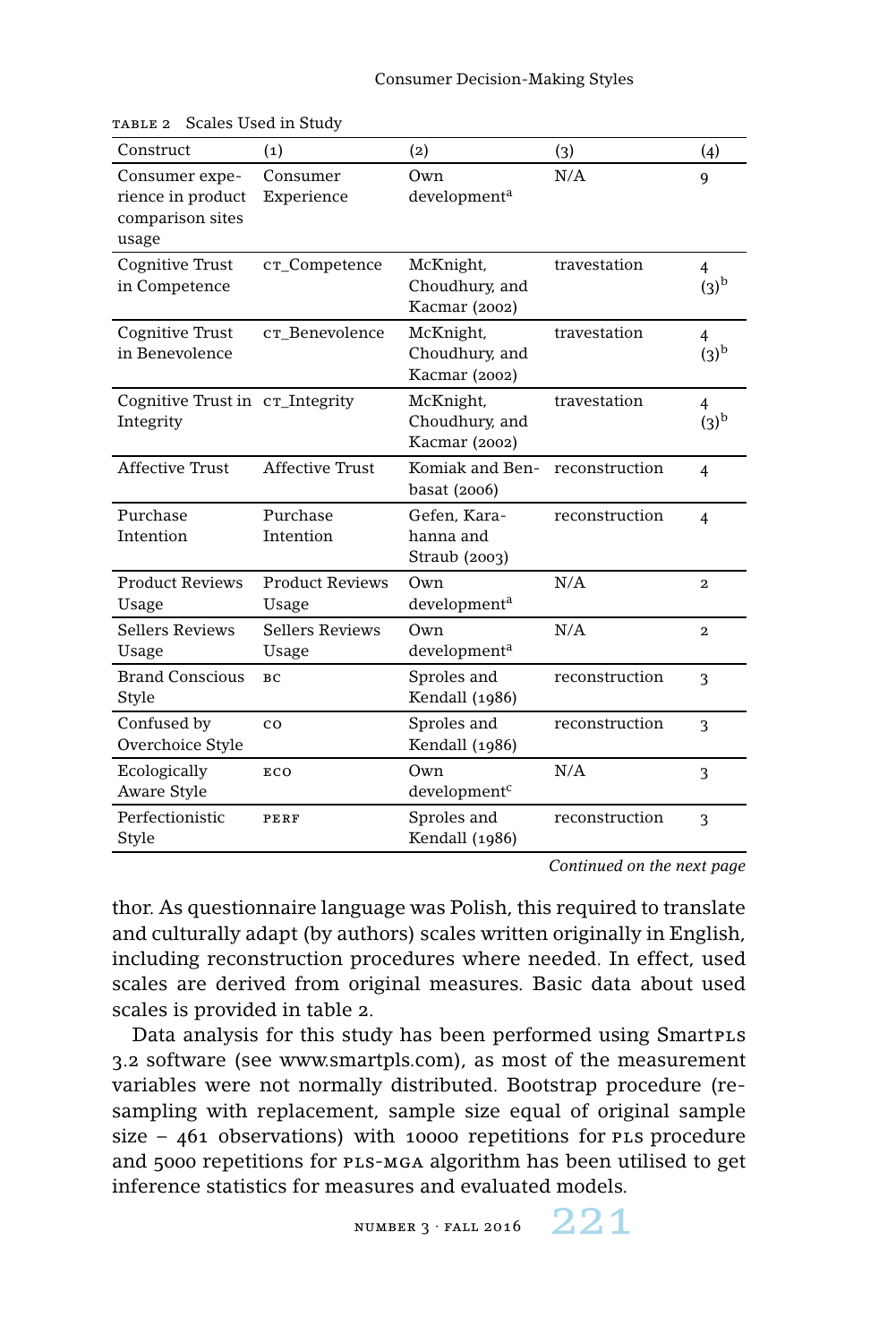TABLE 2 Scales Used in Study

| Construct | (1) | (2) | (3) | (4) |
|---|---|---|---|---|
| Consumer experience in product comparison sites usage | Consumer Experience | Own development[a] | N/A | 9 |
| Cognitive Trust in Competence | CT_Competence | McKnight, Choudhury, and Kacmar (2002) | travestation | 4 (3)[b] |
| Cognitive Trust in Benevolence | CT_Benevolence | McKnight, Choudhury, and Kacmar (2002) | travestation | 4 (3)[b] |
| Cognitive Trust in Integrity | CT_Integrity | McKnight, Choudhury, and Kacmar (2002) | travestation | 4 (3)[b] |
| Affective Trust | Affective Trust | Komiak and Benbasat (2006) | reconstruction | 4 |
| Purchase Intention | Purchase Intention | Gefen, Karahanna and Straub (2003) | reconstruction | 4 |
| Product Reviews Usage | Product Reviews Usage | Own development[a] | N/A | 2 |
| Sellers Reviews Usage | Sellers Reviews Usage | Own development[a] | N/A | 2 |
| Brand Conscious Style | BC | Sproles and Kendall (1986) | reconstruction | 3 |
| Confused by Overchoice Style | CO | Sproles and Kendall (1986) | reconstruction | 3 |
| Ecologically Aware Style | ECO | Own development[c] | N/A | 3 |
| Perfectionistic Style | PERF | Sproles and Kendall (1986) | reconstruction | 3 |

*Continued on the next page*

thor. As questionnaire language was Polish, this required to translate and culturally adapt (by authors) scales written originally in English, including reconstruction procedures where needed. In effect, used scales are derived from original measures. Basic data about used scales is provided in table 2.

Data analysis for this study has been performed using SmartPLS 3.2 software (see www.smartpls.com), as most of the measurement variables were not normally distributed. Bootstrap procedure (resampling with replacement, sample size equal of original sample size – 461 observations) with 10000 repetitions for PLS procedure and 5000 repetitions for PLS-MGA algorithm has been utilised to get inference statistics for measures and evaluated models.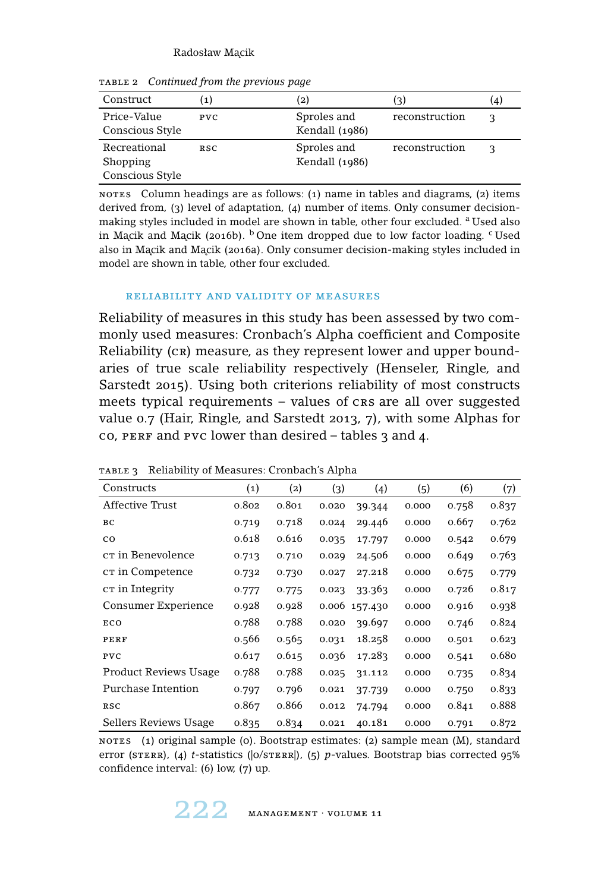TABLE 2 *Continued from the previous page*

| Construct | (1) | (2) | (3) | (4) |
|---|---|---|---|---|
| Price-Value Conscious Style | PVC | Sproles and Kendall (1986) | reconstruction | 3 |
| Recreational Shopping Conscious Style | RSC | Sproles and Kendall (1986) | reconstruction | 3 |

NOTES Column headings are as follows: (1) name in tables and diagrams, (2) items derived from, (3) level of adaptation, (4) number of items. Only consumer decision-making styles included in model are shown in table, other four excluded. [a] Used also in Mącik and Mącik (2016b). [b] One item dropped due to low factor loading. [c] Used also in Mącik and Mącik (2016a). Only consumer decision-making styles included in model are shown in table, other four excluded.

### RELIABILITY AND VALIDITY OF MEASURES

Reliability of measures in this study has been assessed by two commonly used measures: Cronbach's Alpha coefficient and Composite Reliability (CR) measure, as they represent lower and upper boundaries of true scale reliability respectively (Henseler, Ringle, and Sarstedt 2015). Using both criterions reliability of most constructs meets typical requirements – values of CRs are all over suggested value 0.7 (Hair, Ringle, and Sarstedt 2013, 7), with some Alphas for CO, PERF and PVC lower than desired – tables 3 and 4.

TABLE 3 Reliability of Measures: Cronbach's Alpha

| Constructs | (1) | (2) | (3) | (4) | (5) | (6) | (7) |
|---|---|---|---|---|---|---|---|
| Affective Trust | 0.802 | 0.801 | 0.020 | 39.344 | 0.000 | 0.758 | 0.837 |
| BC | 0.719 | 0.718 | 0.024 | 29.446 | 0.000 | 0.667 | 0.762 |
| CO | 0.618 | 0.616 | 0.035 | 17.797 | 0.000 | 0.542 | 0.679 |
| CT in Benevolence | 0.713 | 0.710 | 0.029 | 24.506 | 0.000 | 0.649 | 0.763 |
| CT in Competence | 0.732 | 0.730 | 0.027 | 27.218 | 0.000 | 0.675 | 0.779 |
| CT in Integrity | 0.777 | 0.775 | 0.023 | 33.363 | 0.000 | 0.726 | 0.817 |
| Consumer Experience | 0.928 | 0.928 | 0.006 | 157.430 | 0.000 | 0.916 | 0.938 |
| ECO | 0.788 | 0.788 | 0.020 | 39.697 | 0.000 | 0.746 | 0.824 |
| PERF | 0.566 | 0.565 | 0.031 | 18.258 | 0.000 | 0.501 | 0.623 |
| PVC | 0.617 | 0.615 | 0.036 | 17.283 | 0.000 | 0.541 | 0.680 |
| Product Reviews Usage | 0.788 | 0.788 | 0.025 | 31.112 | 0.000 | 0.735 | 0.834 |
| Purchase Intention | 0.797 | 0.796 | 0.021 | 37.739 | 0.000 | 0.750 | 0.833 |
| RSC | 0.867 | 0.866 | 0.012 | 74.794 | 0.000 | 0.841 | 0.888 |
| Sellers Reviews Usage | 0.835 | 0.834 | 0.021 | 40.181 | 0.000 | 0.791 | 0.872 |

NOTES (1) original sample (O). Bootstrap estimates: (2) sample mean (M), standard error (STERR), (4) *t*-statistics (|O/STERR|), (5) *p*-values. Bootstrap bias corrected 95% confidence interval: (6) low, (7) up.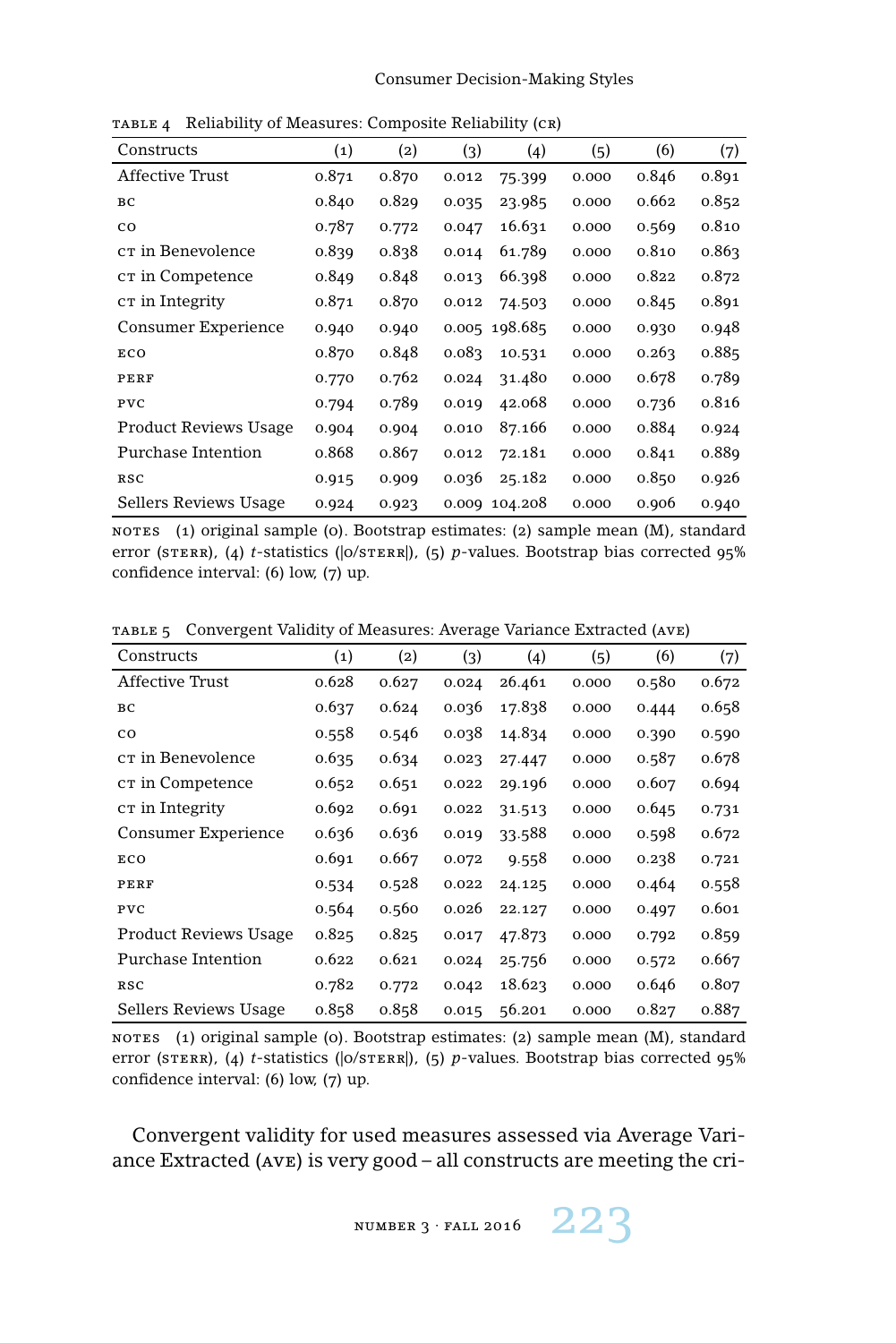TABLE 4 Reliability of Measures: Composite Reliability (CR)

| Constructs | (1) | (2) | (3) | (4) | (5) | (6) | (7) |
|---|---|---|---|---|---|---|---|
| Affective Trust | 0.871 | 0.870 | 0.012 | 75.399 | 0.000 | 0.846 | 0.891 |
| BC | 0.840 | 0.829 | 0.035 | 23.985 | 0.000 | 0.662 | 0.852 |
| CO | 0.787 | 0.772 | 0.047 | 16.631 | 0.000 | 0.569 | 0.810 |
| CT in Benevolence | 0.839 | 0.838 | 0.014 | 61.789 | 0.000 | 0.810 | 0.863 |
| CT in Competence | 0.849 | 0.848 | 0.013 | 66.398 | 0.000 | 0.822 | 0.872 |
| CT in Integrity | 0.871 | 0.870 | 0.012 | 74.503 | 0.000 | 0.845 | 0.891 |
| Consumer Experience | 0.940 | 0.940 | 0.005 | 198.685 | 0.000 | 0.930 | 0.948 |
| ECO | 0.870 | 0.848 | 0.083 | 10.531 | 0.000 | 0.263 | 0.885 |
| PERF | 0.770 | 0.762 | 0.024 | 31.480 | 0.000 | 0.678 | 0.789 |
| PVC | 0.794 | 0.789 | 0.019 | 42.068 | 0.000 | 0.736 | 0.816 |
| Product Reviews Usage | 0.904 | 0.904 | 0.010 | 87.166 | 0.000 | 0.884 | 0.924 |
| Purchase Intention | 0.868 | 0.867 | 0.012 | 72.181 | 0.000 | 0.841 | 0.889 |
| RSC | 0.915 | 0.909 | 0.036 | 25.182 | 0.000 | 0.850 | 0.926 |
| Sellers Reviews Usage | 0.924 | 0.923 | 0.009 | 104.208 | 0.000 | 0.906 | 0.940 |

NOTES (1) original sample (O). Bootstrap estimates: (2) sample mean (M), standard error (STERR), (4) *t*-statistics (|O/STERR|), (5) *p*-values. Bootstrap bias corrected 95% confidence interval: (6) low, (7) up.

TABLE 5 Convergent Validity of Measures: Average Variance Extracted (AVE)

| Constructs | (1) | (2) | (3) | (4) | (5) | (6) | (7) |
|---|---|---|---|---|---|---|---|
| Affective Trust | 0.628 | 0.627 | 0.024 | 26.461 | 0.000 | 0.580 | 0.672 |
| BC | 0.637 | 0.624 | 0.036 | 17.838 | 0.000 | 0.444 | 0.658 |
| CO | 0.558 | 0.546 | 0.038 | 14.834 | 0.000 | 0.390 | 0.590 |
| CT in Benevolence | 0.635 | 0.634 | 0.023 | 27.447 | 0.000 | 0.587 | 0.678 |
| CT in Competence | 0.652 | 0.651 | 0.022 | 29.196 | 0.000 | 0.607 | 0.694 |
| CT in Integrity | 0.692 | 0.691 | 0.022 | 31.513 | 0.000 | 0.645 | 0.731 |
| Consumer Experience | 0.636 | 0.636 | 0.019 | 33.588 | 0.000 | 0.598 | 0.672 |
| ECO | 0.691 | 0.667 | 0.072 | 9.558 | 0.000 | 0.238 | 0.721 |
| PERF | 0.534 | 0.528 | 0.022 | 24.125 | 0.000 | 0.464 | 0.558 |
| PVC | 0.564 | 0.560 | 0.026 | 22.127 | 0.000 | 0.497 | 0.601 |
| Product Reviews Usage | 0.825 | 0.825 | 0.017 | 47.873 | 0.000 | 0.792 | 0.859 |
| Purchase Intention | 0.622 | 0.621 | 0.024 | 25.756 | 0.000 | 0.572 | 0.667 |
| RSC | 0.782 | 0.772 | 0.042 | 18.623 | 0.000 | 0.646 | 0.807 |
| Sellers Reviews Usage | 0.858 | 0.858 | 0.015 | 56.201 | 0.000 | 0.827 | 0.887 |

NOTES (1) original sample (O). Bootstrap estimates: (2) sample mean (M), standard error (STERR), (4) *t*-statistics (|O/STERR|), (5) *p*-values. Bootstrap bias corrected 95% confidence interval: (6) low, (7) up.

Convergent validity for used measures assessed via Average Variance Extracted (AVE) is very good – all constructs are meeting the cri-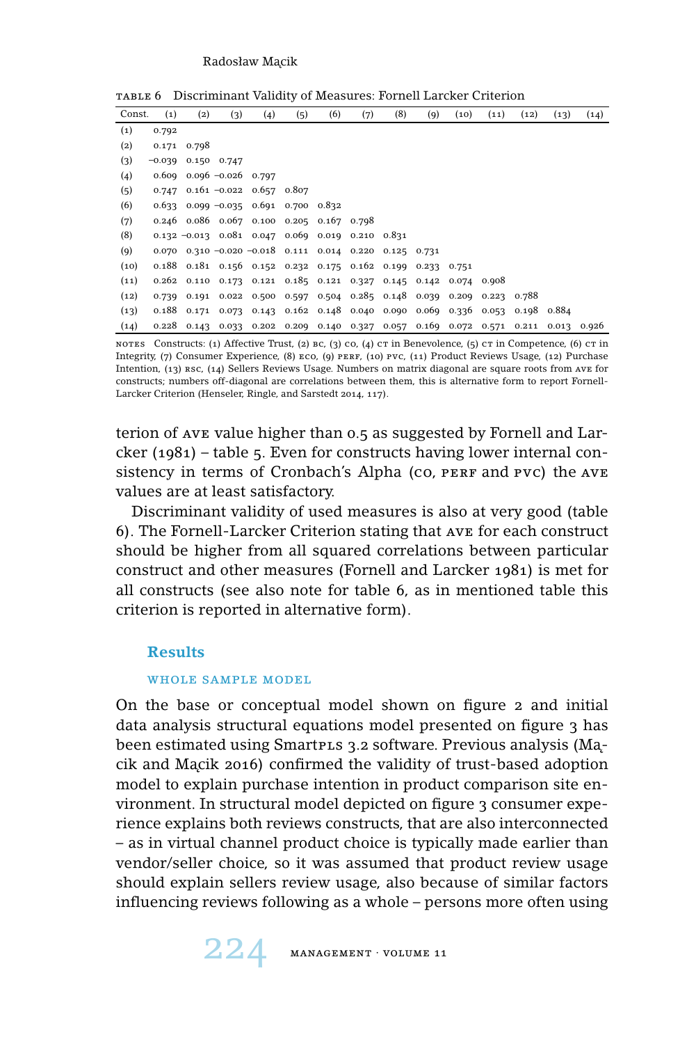TABLE 6 Discriminant Validity of Measures: Fornell Larcker Criterion

| Const. | (1) | (2) | (3) | (4) | (5) | (6) | (7) | (8) | (9) | (10) | (11) | (12) | (13) | (14) |
|---|---|---|---|---|---|---|---|---|---|---|---|---|---|---|
| (1) | 0.792 | | | | | | | | | | | | | |
| (2) | 0.171 | 0.798 | | | | | | | | | | | | |
| (3) | −0.039 | 0.150 | 0.747 | | | | | | | | | | | |
| (4) | 0.609 | 0.096 | −0.026 | 0.797 | | | | | | | | | | |
| (5) | 0.747 | 0.161 | −0.022 | 0.657 | 0.807 | | | | | | | | | |
| (6) | 0.633 | 0.099 | −0.035 | 0.691 | 0.700 | 0.832 | | | | | | | | |
| (7) | 0.246 | 0.086 | 0.067 | 0.100 | 0.205 | 0.167 | 0.798 | | | | | | | |
| (8) | 0.132 | −0.013 | 0.081 | 0.047 | 0.069 | 0.019 | 0.210 | 0.831 | | | | | | |
| (9) | 0.070 | 0.310 | −0.020 | −0.018 | 0.111 | 0.014 | 0.220 | 0.125 | 0.731 | | | | | |
| (10) | 0.188 | 0.181 | 0.156 | 0.152 | 0.232 | 0.175 | 0.162 | 0.199 | 0.233 | 0.751 | | | | |
| (11) | 0.262 | 0.110 | 0.173 | 0.121 | 0.185 | 0.121 | 0.327 | 0.145 | 0.142 | 0.074 | 0.908 | | | |
| (12) | 0.739 | 0.191 | 0.022 | 0.500 | 0.597 | 0.504 | 0.285 | 0.148 | 0.039 | 0.209 | 0.223 | 0.788 | | |
| (13) | 0.188 | 0.171 | 0.073 | 0.143 | 0.162 | 0.148 | 0.040 | 0.090 | 0.069 | 0.336 | 0.053 | 0.198 | 0.884 | |
| (14) | 0.228 | 0.143 | 0.033 | 0.202 | 0.209 | 0.140 | 0.327 | 0.057 | 0.169 | 0.072 | 0.571 | 0.211 | 0.013 | 0.926 |

NOTES Constructs: (1) Affective Trust, (2) BC, (3) CO, (4) CT in Benevolence, (5) CT in Competence, (6) CT in Integrity, (7) Consumer Experience, (8) ECO, (9) PERF, (10) PVC, (11) Product Reviews Usage, (12) Purchase Intention, (13) RSC, (14) Sellers Reviews Usage. Numbers on matrix diagonal are square roots from AVE for constructs; numbers off-diagonal are correlations between them, this is alternative form to report Fornell-Larcker Criterion (Henseler, Ringle, and Sarstedt 2014, 117).

terion of AVE value higher than 0.5 as suggested by Fornell and Larcker (1981) – table 5. Even for constructs having lower internal consistency in terms of Cronbach's Alpha (CO, PERF and PVC) the AVE values are at least satisfactory.

Discriminant validity of used measures is also at very good (table 6). The Fornell-Larcker Criterion stating that AVE for each construct should be higher from all squared correlations between particular construct and other measures (Fornell and Larcker 1981) is met for all constructs (see also note for table 6, as in mentioned table this criterion is reported in alternative form).

## Results

### WHOLE SAMPLE MODEL

On the base or conceptual model shown on figure 2 and initial data analysis structural equations model presented on figure 3 has been estimated using SmartPLS 3.2 software. Previous analysis (Mącik and Mącik 2016) confirmed the validity of trust-based adoption model to explain purchase intention in product comparison site environment. In structural model depicted on figure 3 consumer experience explains both reviews constructs, that are also interconnected – as in virtual channel product choice is typically made earlier than vendor/seller choice, so it was assumed that product review usage should explain sellers review usage, also because of similar factors influencing reviews following as a whole – persons more often using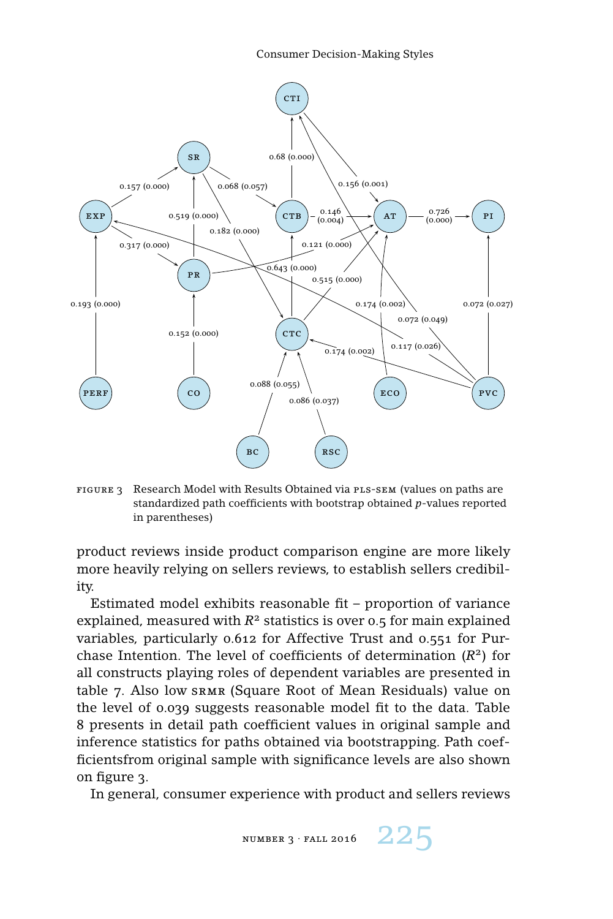CTI

SR

0.157 (0.000)

0.068 (0.057)

0.68 (0.000)

0.156 (0.001)

EXP

0.519 (0.000)

CTB

0.146 (0.004)

AT

0.726 (0.000)

PI

0.182 (0.000)

0.317 (0.000)

0.121 (0.000)

PR

0.643 (0.000)

0.515 (0.000)

0.193 (0.000)

0.174 (0.002)

0.072 (0.027)

0.072 (0.049)

0.152 (0.000)

CTC

0.117 (0.026)

0.174 (0.002)

PERF

CO

0.088 (0.055)

ECO

PVC

0.086 (0.037)

BC

RSC

FIGURE 3 Research Model with Results Obtained via PLS-SEM (values on paths are standardized path coefficients with bootstrap obtained *p*-values reported in parentheses)

product reviews inside product comparison engine are more likely more heavily relying on sellers reviews, to establish sellers credibility.

Estimated model exhibits reasonable fit – proportion of variance explained, measured with $R^2$ statistics is over 0.5 for main explained variables, particularly 0.612 for Affective Trust and 0.551 for Purchase Intention. The level of coefficients of determination ($R^2$) for all constructs playing roles of dependent variables are presented in table 7. Also low SRMR (Square Root of Mean Residuals) value on the level of 0.039 suggests reasonable model fit to the data. Table 8 presents in detail path coefficient values in original sample and inference statistics for paths obtained via bootstrapping. Path coefficientsfrom original sample with significance levels are also shown on figure 3.

In general, consumer experience with product and sellers reviews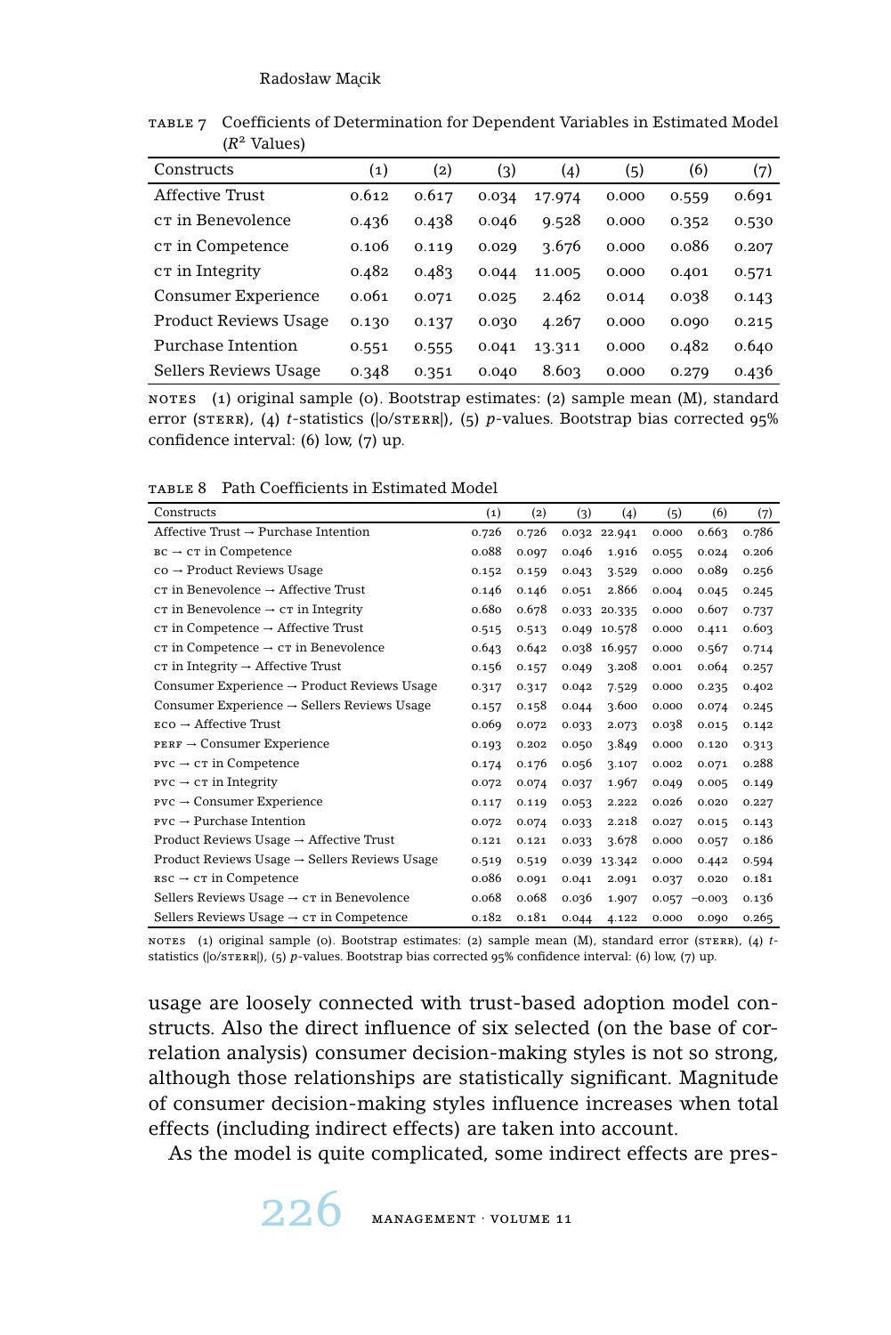TABLE 7 Coefficients of Determination for Dependent Variables in Estimated Model ($R^2$ Values)

| Constructs | (1) | (2) | (3) | (4) | (5) | (6) | (7) |
|---|---|---|---|---|---|---|---|
| Affective Trust | 0.612 | 0.617 | 0.034 | 17.974 | 0.000 | 0.559 | 0.691 |
| CT in Benevolence | 0.436 | 0.438 | 0.046 | 9.528 | 0.000 | 0.352 | 0.530 |
| CT in Competence | 0.106 | 0.119 | 0.029 | 3.676 | 0.000 | 0.086 | 0.207 |
| CT in Integrity | 0.482 | 0.483 | 0.044 | 11.005 | 0.000 | 0.401 | 0.571 |
| Consumer Experience | 0.061 | 0.071 | 0.025 | 2.462 | 0.014 | 0.038 | 0.143 |
| Product Reviews Usage | 0.130 | 0.137 | 0.030 | 4.267 | 0.000 | 0.090 | 0.215 |
| Purchase Intention | 0.551 | 0.555 | 0.041 | 13.311 | 0.000 | 0.482 | 0.640 |
| Sellers Reviews Usage | 0.348 | 0.351 | 0.040 | 8.603 | 0.000 | 0.279 | 0.436 |

NOTES (1) original sample (O). Bootstrap estimates: (2) sample mean (M), standard error (STERR), (4) $t$-statistics (|O/STERR|), (5) $p$-values. Bootstrap bias corrected 95% confidence interval: (6) low, (7) up.

TABLE 8 Path Coefficients in Estimated Model

| Constructs | (1) | (2) | (3) | (4) | (5) | (6) | (7) |
|---|---|---|---|---|---|---|---|
| Affective Trust → Purchase Intention | 0.726 | 0.726 | 0.032 | 22.941 | 0.000 | 0.663 | 0.786 |
| BC → CT in Competence | 0.088 | 0.097 | 0.046 | 1.916 | 0.055 | 0.024 | 0.206 |
| CO → Product Reviews Usage | 0.152 | 0.159 | 0.043 | 3.529 | 0.000 | 0.089 | 0.256 |
| CT in Benevolence → Affective Trust | 0.146 | 0.146 | 0.051 | 2.866 | 0.004 | 0.045 | 0.245 |
| CT in Benevolence → CT in Integrity | 0.680 | 0.678 | 0.033 | 20.335 | 0.000 | 0.607 | 0.737 |
| CT in Competence → Affective Trust | 0.515 | 0.513 | 0.049 | 10.578 | 0.000 | 0.411 | 0.603 |
| CT in Competence → CT in Benevolence | 0.643 | 0.642 | 0.038 | 16.957 | 0.000 | 0.567 | 0.714 |
| CT in Integrity → Affective Trust | 0.156 | 0.157 | 0.049 | 3.208 | 0.001 | 0.064 | 0.257 |
| Consumer Experience → Product Reviews Usage | 0.317 | 0.317 | 0.042 | 7.529 | 0.000 | 0.235 | 0.402 |
| Consumer Experience → Sellers Reviews Usage | 0.157 | 0.158 | 0.044 | 3.600 | 0.000 | 0.074 | 0.245 |
| ECO → Affective Trust | 0.069 | 0.072 | 0.033 | 2.073 | 0.038 | 0.015 | 0.142 |
| PERF → Consumer Experience | 0.193 | 0.202 | 0.050 | 3.849 | 0.000 | 0.120 | 0.313 |
| PVC → CT in Competence | 0.174 | 0.176 | 0.056 | 3.107 | 0.002 | 0.071 | 0.288 |
| PVC → CT in Integrity | 0.072 | 0.074 | 0.037 | 1.967 | 0.049 | 0.005 | 0.149 |
| PVC → Consumer Experience | 0.117 | 0.119 | 0.053 | 2.222 | 0.026 | 0.020 | 0.227 |
| PVC → Purchase Intention | 0.072 | 0.074 | 0.033 | 2.218 | 0.027 | 0.015 | 0.143 |
| Product Reviews Usage → Affective Trust | 0.121 | 0.121 | 0.033 | 3.678 | 0.000 | 0.057 | 0.186 |
| Product Reviews Usage → Sellers Reviews Usage | 0.519 | 0.519 | 0.039 | 13.342 | 0.000 | 0.442 | 0.594 |
| RSC → CT in Competence | 0.086 | 0.091 | 0.041 | 2.091 | 0.037 | 0.020 | 0.181 |
| Sellers Reviews Usage → CT in Benevolence | 0.068 | 0.068 | 0.036 | 1.907 | 0.057 | −0.003 | 0.136 |
| Sellers Reviews Usage → CT in Competence | 0.182 | 0.181 | 0.044 | 4.122 | 0.000 | 0.090 | 0.265 |

NOTES (1) original sample (O). Bootstrap estimates: (2) sample mean (M), standard error (STERR), (4) $t$-statistics (|O/STERR|), (5) $p$-values. Bootstrap bias corrected 95% confidence interval: (6) low, (7) up.

usage are loosely connected with trust-based adoption model constructs. Also the direct influence of six selected (on the base of correlation analysis) consumer decision-making styles is not so strong, although those relationships are statistically significant. Magnitude of consumer decision-making styles influence increases when total effects (including indirect effects) are taken into account.

As the model is quite complicated, some indirect effects are pres-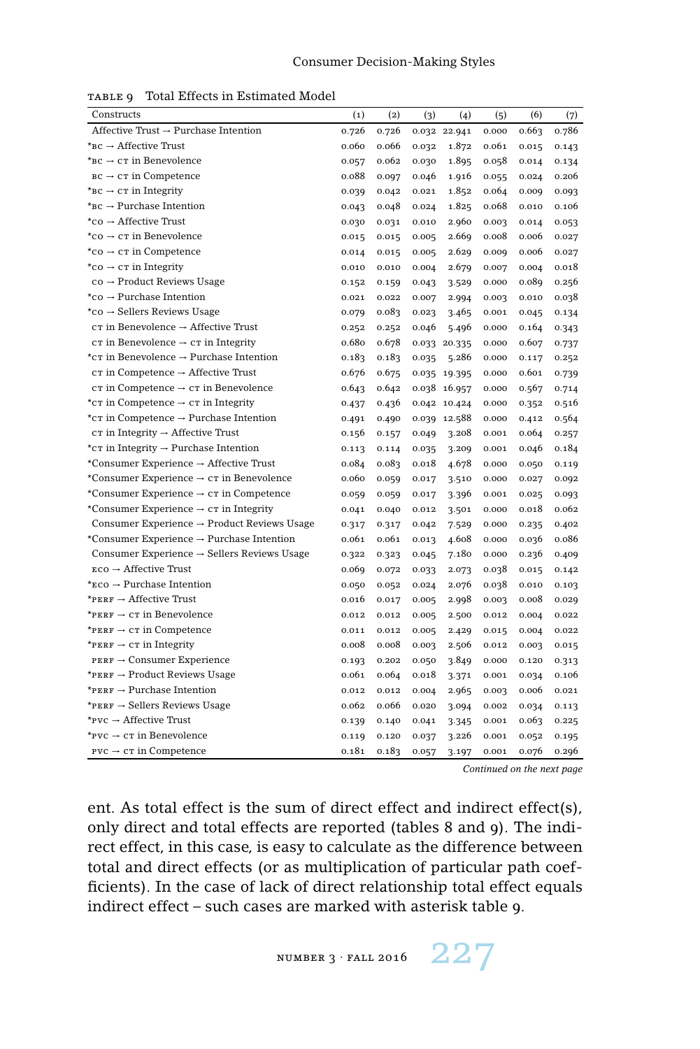TABLE 9 Total Effects in Estimated Model

| Constructs | (1) | (2) | (3) | (4) | (5) | (6) | (7) |
|---|---|---|---|---|---|---|---|
| Affective Trust → Purchase Intention | 0.726 | 0.726 | 0.032 | 22.941 | 0.000 | 0.663 | 0.786 |
| *BC → Affective Trust | 0.060 | 0.066 | 0.032 | 1.872 | 0.061 | 0.015 | 0.143 |
| *BC → CT in Benevolence | 0.057 | 0.062 | 0.030 | 1.895 | 0.058 | 0.014 | 0.134 |
| BC → CT in Competence | 0.088 | 0.097 | 0.046 | 1.916 | 0.055 | 0.024 | 0.206 |
| *BC → CT in Integrity | 0.039 | 0.042 | 0.021 | 1.852 | 0.064 | 0.009 | 0.093 |
| *BC → Purchase Intention | 0.043 | 0.048 | 0.024 | 1.825 | 0.068 | 0.010 | 0.106 |
| *CO → Affective Trust | 0.030 | 0.031 | 0.010 | 2.960 | 0.003 | 0.014 | 0.053 |
| *CO → CT in Benevolence | 0.015 | 0.015 | 0.005 | 2.669 | 0.008 | 0.006 | 0.027 |
| *CO → CT in Competence | 0.014 | 0.015 | 0.005 | 2.629 | 0.009 | 0.006 | 0.027 |
| *CO → CT in Integrity | 0.010 | 0.010 | 0.004 | 2.679 | 0.007 | 0.004 | 0.018 |
| CO → Product Reviews Usage | 0.152 | 0.159 | 0.043 | 3.529 | 0.000 | 0.089 | 0.256 |
| *CO → Purchase Intention | 0.021 | 0.022 | 0.007 | 2.994 | 0.003 | 0.010 | 0.038 |
| *CO → Sellers Reviews Usage | 0.079 | 0.083 | 0.023 | 3.465 | 0.001 | 0.045 | 0.134 |
| CT in Benevolence → Affective Trust | 0.252 | 0.252 | 0.046 | 5.496 | 0.000 | 0.164 | 0.343 |
| CT in Benevolence → CT in Integrity | 0.680 | 0.678 | 0.033 | 20.335 | 0.000 | 0.607 | 0.737 |
| *CT in Benevolence → Purchase Intention | 0.183 | 0.183 | 0.035 | 5.286 | 0.000 | 0.117 | 0.252 |
| CT in Competence → Affective Trust | 0.676 | 0.675 | 0.035 | 19.395 | 0.000 | 0.601 | 0.739 |
| CT in Competence → CT in Benevolence | 0.643 | 0.642 | 0.038 | 16.957 | 0.000 | 0.567 | 0.714 |
| *CT in Competence → CT in Integrity | 0.437 | 0.436 | 0.042 | 10.424 | 0.000 | 0.352 | 0.516 |
| *CT in Competence → Purchase Intention | 0.491 | 0.490 | 0.039 | 12.588 | 0.000 | 0.412 | 0.564 |
| CT in Integrity → Affective Trust | 0.156 | 0.157 | 0.049 | 3.208 | 0.001 | 0.064 | 0.257 |
| *CT in Integrity → Purchase Intention | 0.113 | 0.114 | 0.035 | 3.209 | 0.001 | 0.046 | 0.184 |
| *Consumer Experience → Affective Trust | 0.084 | 0.083 | 0.018 | 4.678 | 0.000 | 0.050 | 0.119 |
| *Consumer Experience → CT in Benevolence | 0.060 | 0.059 | 0.017 | 3.510 | 0.000 | 0.027 | 0.092 |
| *Consumer Experience → CT in Competence | 0.059 | 0.059 | 0.017 | 3.396 | 0.001 | 0.025 | 0.093 |
| *Consumer Experience → CT in Integrity | 0.041 | 0.040 | 0.012 | 3.501 | 0.000 | 0.018 | 0.062 |
| Consumer Experience → Product Reviews Usage | 0.317 | 0.317 | 0.042 | 7.529 | 0.000 | 0.235 | 0.402 |
| *Consumer Experience → Purchase Intention | 0.061 | 0.061 | 0.013 | 4.608 | 0.000 | 0.036 | 0.086 |
| Consumer Experience → Sellers Reviews Usage | 0.322 | 0.323 | 0.045 | 7.180 | 0.000 | 0.236 | 0.409 |
| ECO → Affective Trust | 0.069 | 0.072 | 0.033 | 2.073 | 0.038 | 0.015 | 0.142 |
| *ECO → Purchase Intention | 0.050 | 0.052 | 0.024 | 2.076 | 0.038 | 0.010 | 0.103 |
| *PERF → Affective Trust | 0.016 | 0.017 | 0.005 | 2.998 | 0.003 | 0.008 | 0.029 |
| *PERF → CT in Benevolence | 0.012 | 0.012 | 0.005 | 2.500 | 0.012 | 0.004 | 0.022 |
| *PERF → CT in Competence | 0.011 | 0.012 | 0.005 | 2.429 | 0.015 | 0.004 | 0.022 |
| *PERF → CT in Integrity | 0.008 | 0.008 | 0.003 | 2.506 | 0.012 | 0.003 | 0.015 |
| PERF → Consumer Experience | 0.193 | 0.202 | 0.050 | 3.849 | 0.000 | 0.120 | 0.313 |
| *PERF → Product Reviews Usage | 0.061 | 0.064 | 0.018 | 3.371 | 0.001 | 0.034 | 0.106 |
| *PERF → Purchase Intention | 0.012 | 0.012 | 0.004 | 2.965 | 0.003 | 0.006 | 0.021 |
| *PERF → Sellers Reviews Usage | 0.062 | 0.066 | 0.020 | 3.094 | 0.002 | 0.034 | 0.113 |
| *PVC → Affective Trust | 0.139 | 0.140 | 0.041 | 3.345 | 0.001 | 0.063 | 0.225 |
| *PVC → CT in Benevolence | 0.119 | 0.120 | 0.037 | 3.226 | 0.001 | 0.052 | 0.195 |
| PVC → CT in Competence | 0.181 | 0.183 | 0.057 | 3.197 | 0.001 | 0.076 | 0.296 |

*Continued on the next page*

ent. As total effect is the sum of direct effect and indirect effect(s), only direct and total effects are reported (tables 8 and 9). The indirect effect, in this case, is easy to calculate as the difference between total and direct effects (or as multiplication of particular path coefficients). In the case of lack of direct relationship total effect equals indirect effect – such cases are marked with asterisk table 9.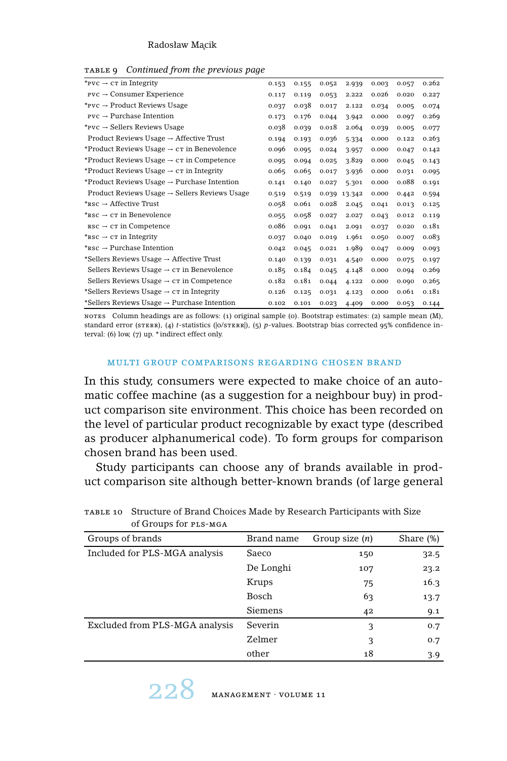TABLE 9 *Continued from the previous page*

| | | | | | | | |
|---|---|---|---|---|---|---|---|
| *PVC → CT in Integrity | 0.153 | 0.155 | 0.052 | 2.939 | 0.003 | 0.057 | 0.262 |
| PVC → Consumer Experience | 0.117 | 0.119 | 0.053 | 2.222 | 0.026 | 0.020 | 0.227 |
| *PVC → Product Reviews Usage | 0.037 | 0.038 | 0.017 | 2.122 | 0.034 | 0.005 | 0.074 |
| PVC → Purchase Intention | 0.173 | 0.176 | 0.044 | 3.942 | 0.000 | 0.097 | 0.269 |
| *PVC → Sellers Reviews Usage | 0.038 | 0.039 | 0.018 | 2.064 | 0.039 | 0.005 | 0.077 |
| Product Reviews Usage → Affective Trust | 0.194 | 0.193 | 0.036 | 5.334 | 0.000 | 0.122 | 0.263 |
| *Product Reviews Usage → CT in Benevolence | 0.096 | 0.095 | 0.024 | 3.957 | 0.000 | 0.047 | 0.142 |
| *Product Reviews Usage → CT in Competence | 0.095 | 0.094 | 0.025 | 3.829 | 0.000 | 0.045 | 0.143 |
| *Product Reviews Usage → CT in Integrity | 0.065 | 0.065 | 0.017 | 3.936 | 0.000 | 0.031 | 0.095 |
| *Product Reviews Usage → Purchase Intention | 0.141 | 0.140 | 0.027 | 5.301 | 0.000 | 0.088 | 0.191 |
| Product Reviews Usage → Sellers Reviews Usage | 0.519 | 0.519 | 0.039 | 13.342 | 0.000 | 0.442 | 0.594 |
| *RSC → Affective Trust | 0.058 | 0.061 | 0.028 | 2.045 | 0.041 | 0.013 | 0.125 |
| *RSC → CT in Benevolence | 0.055 | 0.058 | 0.027 | 2.027 | 0.043 | 0.012 | 0.119 |
| RSC → CT in Competence | 0.086 | 0.091 | 0.041 | 2.091 | 0.037 | 0.020 | 0.181 |
| *RSC → CT in Integrity | 0.037 | 0.040 | 0.019 | 1.961 | 0.050 | 0.007 | 0.083 |
| *RSC → Purchase Intention | 0.042 | 0.045 | 0.021 | 1.989 | 0.047 | 0.009 | 0.093 |
| *Sellers Reviews Usage → Affective Trust | 0.140 | 0.139 | 0.031 | 4.540 | 0.000 | 0.075 | 0.197 |
| Sellers Reviews Usage → CT in Benevolence | 0.185 | 0.184 | 0.045 | 4.148 | 0.000 | 0.094 | 0.269 |
| Sellers Reviews Usage → CT in Competence | 0.182 | 0.181 | 0.044 | 4.122 | 0.000 | 0.090 | 0.265 |
| *Sellers Reviews Usage → CT in Integrity | 0.126 | 0.125 | 0.031 | 4.123 | 0.000 | 0.061 | 0.181 |
| *Sellers Reviews Usage → Purchase Intention | 0.102 | 0.101 | 0.023 | 4.409 | 0.000 | 0.053 | 0.144 |

NOTES Column headings are as follows: (1) original sample (O). Bootstrap estimates: (2) sample mean (M), standard error (STERR), (4) $t$-statistics (|O/STERR|), (5) $p$-values. Bootstrap bias corrected 95% confidence interval: (6) low, (7) up. *indirect effect only.

## MULTI GROUP COMPARISONS REGARDING CHOSEN BRAND

In this study, consumers were expected to make choice of an automatic coffee machine (as a suggestion for a neighbour buy) in product comparison site environment. This choice has been recorded on the level of particular product recognizable by exact type (described as producer alphanumerical code). To form groups for comparison chosen brand has been used.

Study participants can choose any of brands available in product comparison site although better-known brands (of large general

TABLE 10 Structure of Brand Choices Made by Research Participants with Size of Groups for PLS-MGA

| Groups of brands | Brand name | Group size ($n$) | Share (%) |
|---|---|---|---|
| Included for PLS-MGA analysis | Saeco | 150 | 32.5 |
| | De Longhi | 107 | 23.2 |
| | Krups | 75 | 16.3 |
| | Bosch | 63 | 13.7 |
| | Siemens | 42 | 9.1 |
| Excluded from PLS-MGA analysis | Severin | 3 | 0.7 |
| | Zelmer | 3 | 0.7 |
| | other | 18 | 3.9 |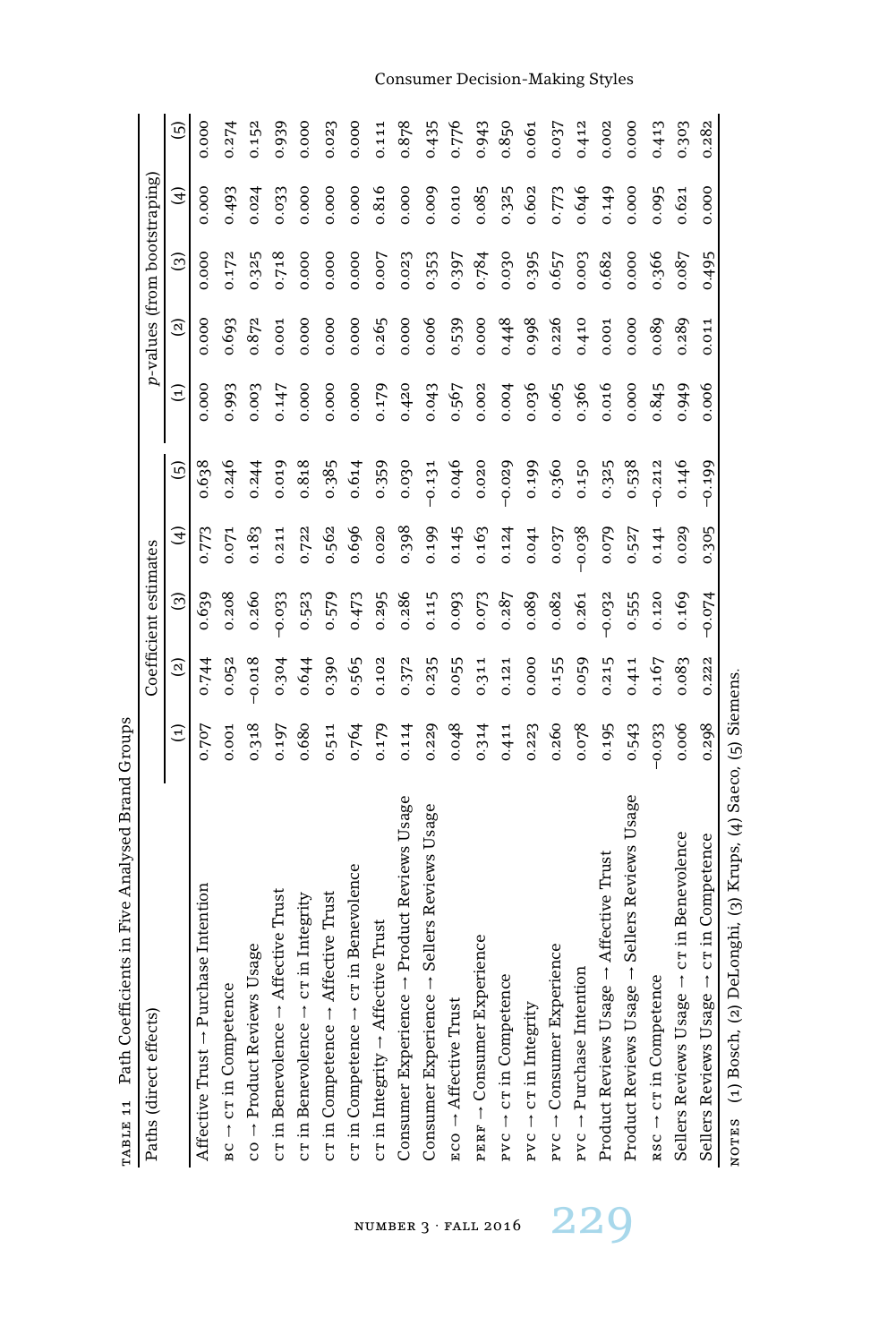TABLE 11 Path Coefficients in Five Analysed Brand Groups

| Paths (direct effects) | Coefficient estimates | | | | | p-values (from bootstraping) | | | | |
|---|---|---|---|---|---|---|---|---|---|---|
| | (1) | (2) | (3) | (4) | (5) | (1) | (2) | (3) | (4) | (5) |
| Affective Trust → Purchase Intention | 0.707 | 0.744 | 0.639 | 0.773 | 0.638 | 0.000 | 0.000 | 0.000 | 0.000 | 0.000 |
| BC → CT in Competence | 0.001 | 0.052 | 0.208 | 0.071 | 0.246 | 0.993 | 0.693 | 0.172 | 0.493 | 0.274 |
| CO → Product Reviews Usage | 0.318 | −0.018 | 0.260 | 0.183 | 0.244 | 0.003 | 0.872 | 0.325 | 0.024 | 0.152 |
| CT in Benevolence → Affective Trust | 0.197 | 0.304 | −0.033 | 0.211 | 0.019 | 0.147 | 0.001 | 0.718 | 0.033 | 0.939 |
| CT in Benevolence → CT in Integrity | 0.680 | 0.644 | 0.523 | 0.722 | 0.818 | 0.000 | 0.000 | 0.000 | 0.000 | 0.000 |
| CT in Competence → Affective Trust | 0.511 | 0.390 | 0.579 | 0.562 | 0.385 | 0.000 | 0.000 | 0.000 | 0.000 | 0.023 |
| CT in Competence → CT in Benevolence | 0.764 | 0.565 | 0.473 | 0.696 | 0.614 | 0.000 | 0.000 | 0.000 | 0.000 | 0.000 |
| CT in Integrity → Affective Trust | 0.179 | 0.102 | 0.295 | 0.020 | 0.359 | 0.179 | 0.265 | 0.007 | 0.816 | 0.111 |
| Consumer Experience → Product Reviews Usage | 0.114 | 0.372 | 0.286 | 0.398 | 0.030 | 0.420 | 0.000 | 0.023 | 0.000 | 0.878 |
| Consumer Experience → Sellers Reviews Usage | 0.229 | 0.235 | 0.115 | 0.199 | −0.131 | 0.043 | 0.006 | 0.353 | 0.009 | 0.435 |
| ECO → Affective Trust | 0.048 | 0.055 | 0.093 | 0.145 | 0.046 | 0.567 | 0.539 | 0.397 | 0.010 | 0.776 |
| PERF → Consumer Experience | 0.314 | 0.311 | 0.073 | 0.163 | 0.020 | 0.002 | 0.000 | 0.784 | 0.085 | 0.943 |
| PVC → CT in Competence | 0.411 | 0.121 | 0.287 | 0.124 | −0.029 | 0.004 | 0.448 | 0.030 | 0.325 | 0.850 |
| PVC → CT in Integrity | 0.223 | 0.000 | 0.089 | 0.041 | 0.199 | 0.036 | 0.998 | 0.395 | 0.602 | 0.061 |
| PVC → Consumer Experience | 0.260 | 0.155 | 0.082 | 0.037 | 0.360 | 0.065 | 0.226 | 0.657 | 0.773 | 0.037 |
| PVC → Purchase Intention | 0.078 | 0.059 | 0.261 | −0.038 | 0.150 | 0.366 | 0.410 | 0.003 | 0.646 | 0.412 |
| Product Reviews Usage → Affective Trust | 0.195 | 0.215 | −0.032 | 0.079 | 0.325 | 0.016 | 0.001 | 0.682 | 0.149 | 0.002 |
| Product Reviews Usage → Sellers Reviews Usage | 0.543 | 0.411 | 0.555 | 0.527 | 0.538 | 0.000 | 0.000 | 0.000 | 0.000 | 0.000 |
| RSC → CT in Competence | −0.033 | 0.167 | 0.120 | 0.141 | −0.212 | 0.845 | 0.089 | 0.366 | 0.095 | 0.413 |
| Sellers Reviews Usage → CT in Benevolence | 0.006 | 0.083 | 0.169 | 0.029 | 0.146 | 0.949 | 0.289 | 0.087 | 0.621 | 0.303 |
| Sellers Reviews Usage → CT in Competence | 0.298 | 0.222 | −0.074 | 0.305 | −0.199 | 0.006 | 0.011 | 0.495 | 0.000 | 0.282 |

NOTES (1) Bosch, (2) DeLonghi, (3) Krups, (4) Saeco, (5) Siemens.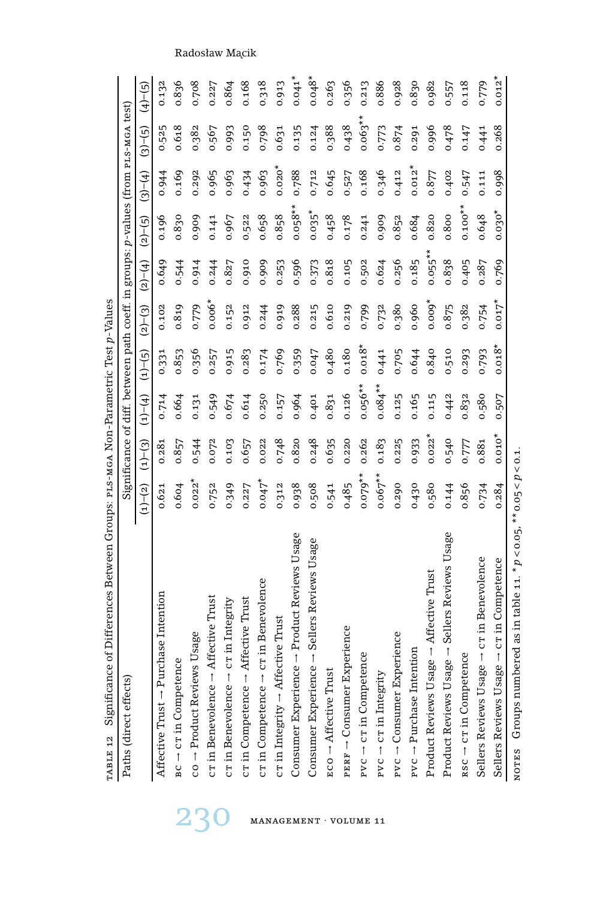TABLE 12 Significance of Differences Between Groups: PLS-MGA Non-Parametric Test *p*-Values

| Paths (direct effects) | Significance of diff. between path coeff. in groups: *p*-values (from PLS-MGA test) | | | | | | | | | |
|---|---|---|---|---|---|---|---|---|---|---|
| | (1)–(2) | (1)–(3) | (1)–(4) | (1)–(5) | (2)–(3) | (2)–(4) | (2)–(5) | (3)–(4) | (3)–(5) | (4)–(5) |
| Affective Trust → Purchase Intention | 0.621 | 0.281 | 0.714 | 0.331 | 0.102 | 0.649 | 0.196 | 0.944 | 0.525 | 0.132 |
| BC → CT in Competence | 0.604 | 0.857 | 0.664 | 0.853 | 0.819 | 0.544 | 0.830 | 0.169 | 0.618 | 0.836 |
| CO → Product Reviews Usage | 0.022* | 0.544 | 0.131 | 0.356 | 0.779 | 0.914 | 0.909 | 0.292 | 0.382 | 0.708 |
| CT in Benevolence → Affective Trust | 0.752 | 0.072 | 0.549 | 0.257 | 0.006* | 0.244 | 0.141 | 0.965 | 0.567 | 0.227 |
| CT in Benevolence → CT in Integrity | 0.349 | 0.103 | 0.674 | 0.915 | 0.152 | 0.827 | 0.967 | 0.963 | 0.993 | 0.864 |
| CT in Competence → Affective Trust | 0.227 | 0.657 | 0.614 | 0.283 | 0.912 | 0.910 | 0.522 | 0.434 | 0.150 | 0.168 |
| CT in Competence → CT in Benevolence | 0.047* | 0.022 | 0.250 | 0.174 | 0.244 | 0.909 | 0.658 | 0.963 | 0.798 | 0.318 |
| CT in Integrity → Affective Trust | 0.312 | 0.748 | 0.157 | 0.769 | 0.919 | 0.253 | 0.858 | 0.020* | 0.631 | 0.913 |
| Consumer Experience → Product Reviews Usage | 0.938 | 0.820 | 0.964 | 0.359 | 0.288 | 0.596 | 0.058** | 0.788 | 0.135 | 0.041* |
| Consumer Experience → Sellers Reviews Usage | 0.508 | 0.248 | 0.401 | 0.047 | 0.215 | 0.373 | 0.035* | 0.712 | 0.124 | 0.048* |
| ECO → Affective Trust | 0.541 | 0.635 | 0.831 | 0.480 | 0.610 | 0.818 | 0.458 | 0.645 | 0.388 | 0.263 |
| PERF → Consumer Experience | 0.485 | 0.220 | 0.126 | 0.180 | 0.219 | 0.105 | 0.178 | 0.527 | 0.438 | 0.356 |
| PVC → CT in Competence | 0.079** | 0.262 | 0.056** | 0.018* | 0.799 | 0.502 | 0.241 | 0.168 | 0.063** | 0.213 |
| PVC → CT in Integrity | 0.067** | 0.183 | 0.084** | 0.441 | 0.732 | 0.624 | 0.909 | 0.346 | 0.773 | 0.886 |
| PVC → Consumer Experience | 0.290 | 0.225 | 0.125 | 0.705 | 0.380 | 0.256 | 0.852 | 0.412 | 0.874 | 0.928 |
| PVC → Purchase Intention | 0.430 | 0.933 | 0.165 | 0.644 | 0.960 | 0.185 | 0.684 | 0.012* | 0.291 | 0.830 |
| Product Reviews Usage → Affective Trust | 0.580 | 0.022* | 0.115 | 0.840 | 0.009* | 0.055** | 0.820 | 0.877 | 0.996 | 0.982 |
| Product Reviews Usage → Sellers Reviews Usage | 0.144 | 0.540 | 0.442 | 0.510 | 0.875 | 0.838 | 0.800 | 0.402 | 0.478 | 0.557 |
| RSC → CT in Competence | 0.856 | 0.777 | 0.832 | 0.293 | 0.382 | 0.405 | 0.100** | 0.547 | 0.147 | 0.118 |
| Sellers Reviews Usage → CT in Benevolence | 0.734 | 0.881 | 0.580 | 0.793 | 0.754 | 0.287 | 0.648 | 0.111 | 0.441 | 0.779 |
| Sellers Reviews Usage → CT in Competence | 0.284 | 0.010* | 0.507 | 0.018* | 0.017* | 0.769 | 0.030* | 0.998 | 0.268 | 0.012* |

NOTES Groups numbered as in table 11. * $p < 0.05$, ** $0.05 < p < 0.1$.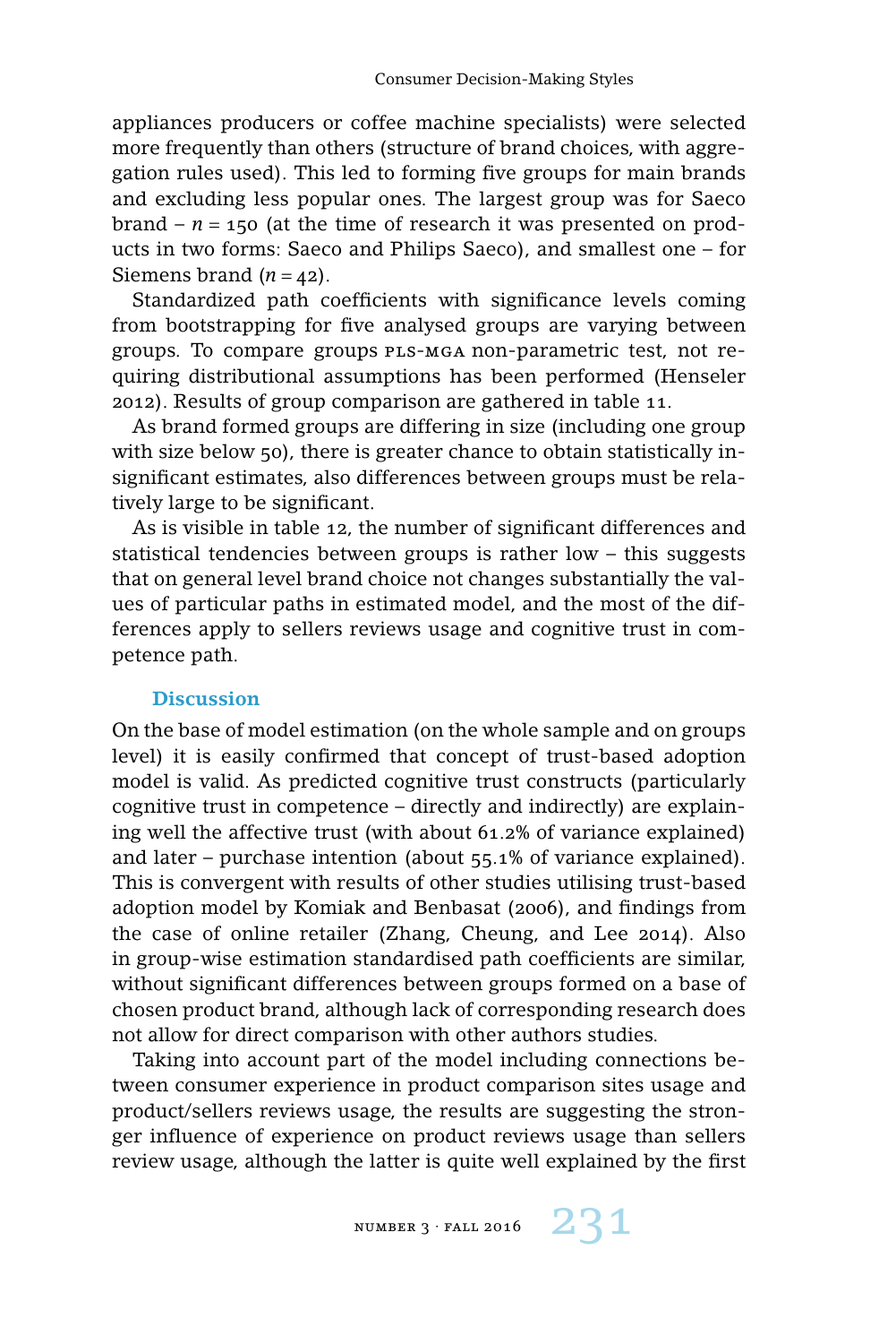appliances producers or coffee machine specialists) were selected more frequently than others (structure of brand choices, with aggregation rules used). This led to forming five groups for main brands and excluding less popular ones. The largest group was for Saeco brand – $n = 150$ (at the time of research it was presented on products in two forms: Saeco and Philips Saeco), and smallest one – for Siemens brand ($n = 42$).

Standardized path coefficients with significance levels coming from bootstrapping for five analysed groups are varying between groups. To compare groups PLS-MGA non-parametric test, not requiring distributional assumptions has been performed (Henseler 2012). Results of group comparison are gathered in table 11.

As brand formed groups are differing in size (including one group with size below 50), there is greater chance to obtain statistically insignificant estimates, also differences between groups must be relatively large to be significant.

As is visible in table 12, the number of significant differences and statistical tendencies between groups is rather low – this suggests that on general level brand choice not changes substantially the values of particular paths in estimated model, and the most of the differences apply to sellers reviews usage and cognitive trust in competence path.

## Discussion

On the base of model estimation (on the whole sample and on groups level) it is easily confirmed that concept of trust-based adoption model is valid. As predicted cognitive trust constructs (particularly cognitive trust in competence – directly and indirectly) are explaining well the affective trust (with about 61.2% of variance explained) and later – purchase intention (about 55.1% of variance explained). This is convergent with results of other studies utilising trust-based adoption model by Komiak and Benbasat (2006), and findings from the case of online retailer (Zhang, Cheung, and Lee 2014). Also in group-wise estimation standardised path coefficients are similar, without significant differences between groups formed on a base of chosen product brand, although lack of corresponding research does not allow for direct comparison with other authors studies.

Taking into account part of the model including connections between consumer experience in product comparison sites usage and product/sellers reviews usage, the results are suggesting the stronger influence of experience on product reviews usage than sellers review usage, although the latter is quite well explained by the first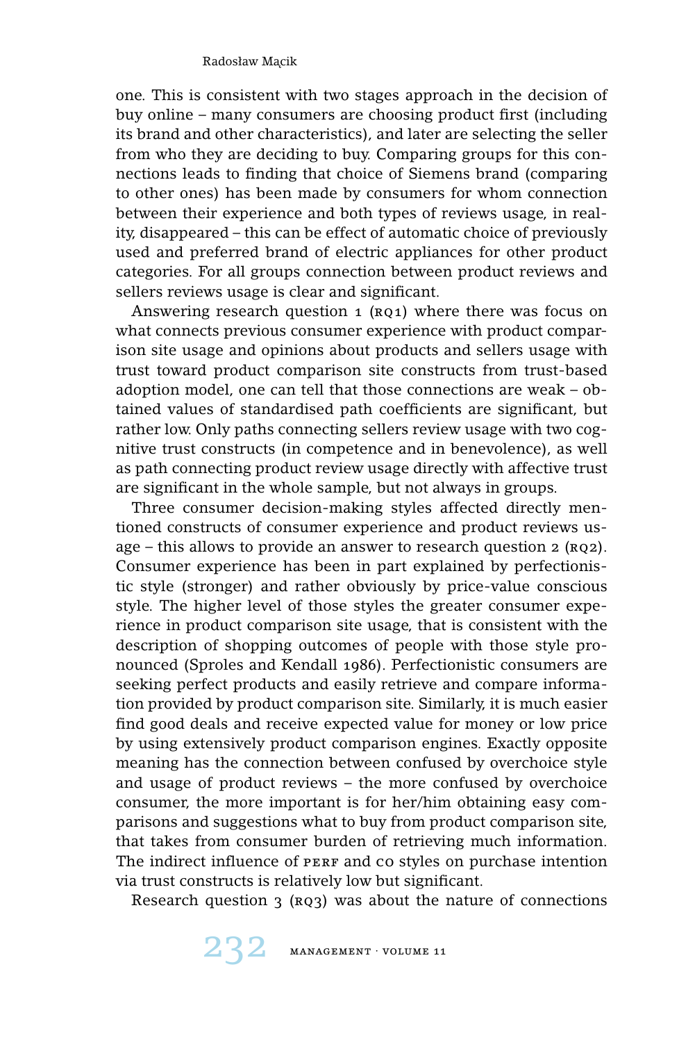one. This is consistent with two stages approach in the decision of buy online – many consumers are choosing product first (including its brand and other characteristics), and later are selecting the seller from who they are deciding to buy. Comparing groups for this connections leads to finding that choice of Siemens brand (comparing to other ones) has been made by consumers for whom connection between their experience and both types of reviews usage, in reality, disappeared – this can be effect of automatic choice of previously used and preferred brand of electric appliances for other product categories. For all groups connection between product reviews and sellers reviews usage is clear and significant.

Answering research question 1 (RQ1) where there was focus on what connects previous consumer experience with product comparison site usage and opinions about products and sellers usage with trust toward product comparison site constructs from trust-based adoption model, one can tell that those connections are weak – obtained values of standardised path coefficients are significant, but rather low. Only paths connecting sellers review usage with two cognitive trust constructs (in competence and in benevolence), as well as path connecting product review usage directly with affective trust are significant in the whole sample, but not always in groups.

Three consumer decision-making styles affected directly mentioned constructs of consumer experience and product reviews usage – this allows to provide an answer to research question 2 (RQ2). Consumer experience has been in part explained by perfectionistic style (stronger) and rather obviously by price-value conscious style. The higher level of those styles the greater consumer experience in product comparison site usage, that is consistent with the description of shopping outcomes of people with those style pronounced (Sproles and Kendall 1986). Perfectionistic consumers are seeking perfect products and easily retrieve and compare information provided by product comparison site. Similarly, it is much easier find good deals and receive expected value for money or low price by using extensively product comparison engines. Exactly opposite meaning has the connection between confused by overchoice style and usage of product reviews – the more confused by overchoice consumer, the more important is for her/him obtaining easy comparisons and suggestions what to buy from product comparison site, that takes from consumer burden of retrieving much information. The indirect influence of PERF and CO styles on purchase intention via trust constructs is relatively low but significant.

Research question 3 (RQ3) was about the nature of connections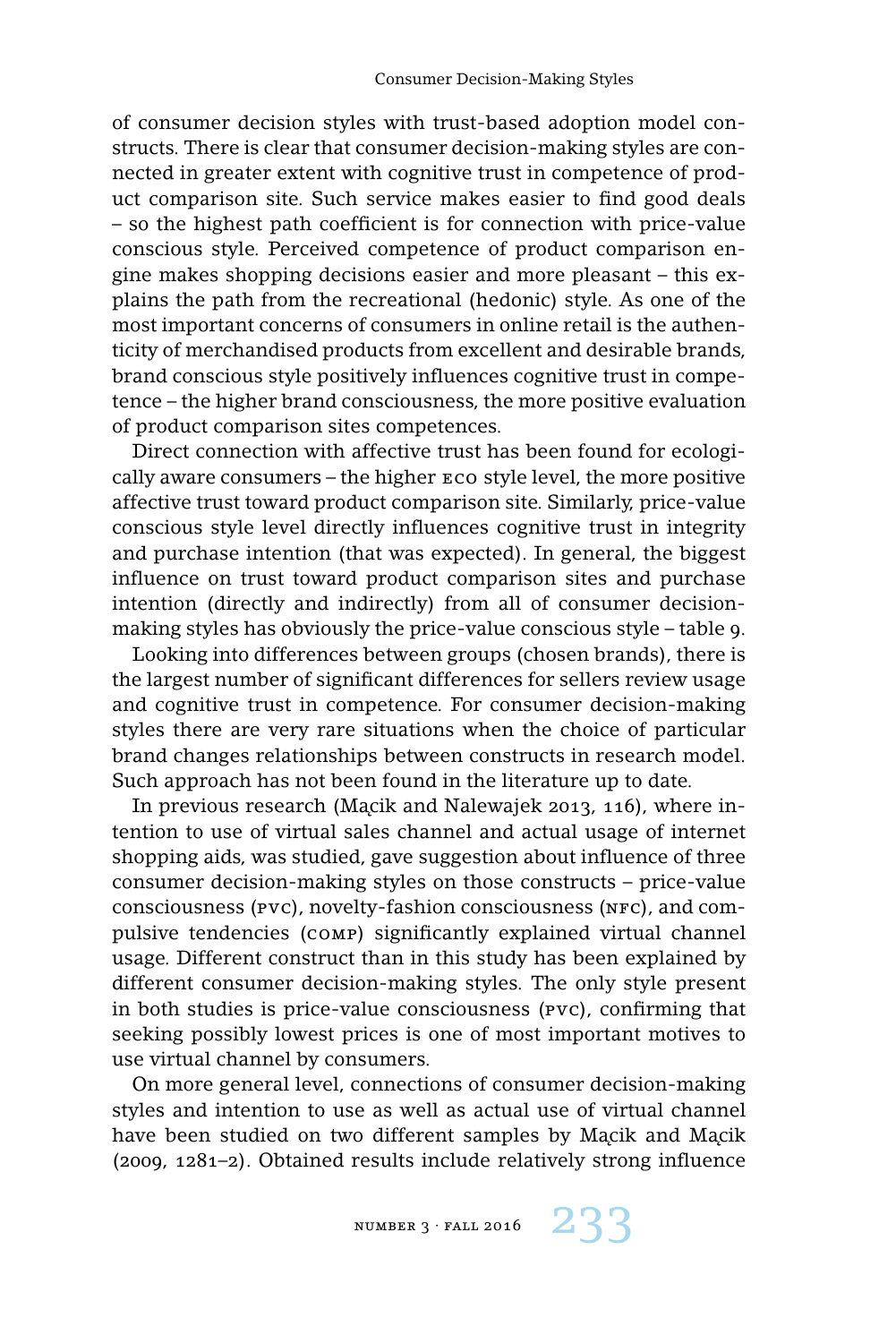of consumer decision styles with trust-based adoption model constructs. There is clear that consumer decision-making styles are connected in greater extent with cognitive trust in competence of product comparison site. Such service makes easier to find good deals – so the highest path coefficient is for connection with price-value conscious style. Perceived competence of product comparison engine makes shopping decisions easier and more pleasant – this explains the path from the recreational (hedonic) style. As one of the most important concerns of consumers in online retail is the authenticity of merchandised products from excellent and desirable brands, brand conscious style positively influences cognitive trust in competence – the higher brand consciousness, the more positive evaluation of product comparison sites competences.

Direct connection with affective trust has been found for ecologically aware consumers – the higher ECO style level, the more positive affective trust toward product comparison site. Similarly, price-value conscious style level directly influences cognitive trust in integrity and purchase intention (that was expected). In general, the biggest influence on trust toward product comparison sites and purchase intention (directly and indirectly) from all of consumer decision-making styles has obviously the price-value conscious style – table 9.

Looking into differences between groups (chosen brands), there is the largest number of significant differences for sellers review usage and cognitive trust in competence. For consumer decision-making styles there are very rare situations when the choice of particular brand changes relationships between constructs in research model. Such approach has not been found in the literature up to date.

In previous research (Mącik and Nalewajek 2013, 116), where intention to use of virtual sales channel and actual usage of internet shopping aids, was studied, gave suggestion about influence of three consumer decision-making styles on those constructs – price-value consciousness (PVC), novelty-fashion consciousness (NFC), and compulsive tendencies (COMP) significantly explained virtual channel usage. Different construct than in this study has been explained by different consumer decision-making styles. The only style present in both studies is price-value consciousness (PVC), confirming that seeking possibly lowest prices is one of most important motives to use virtual channel by consumers.

On more general level, connections of consumer decision-making styles and intention to use as well as actual use of virtual channel have been studied on two different samples by Mącik and Mącik (2009, 1281–2). Obtained results include relatively strong influence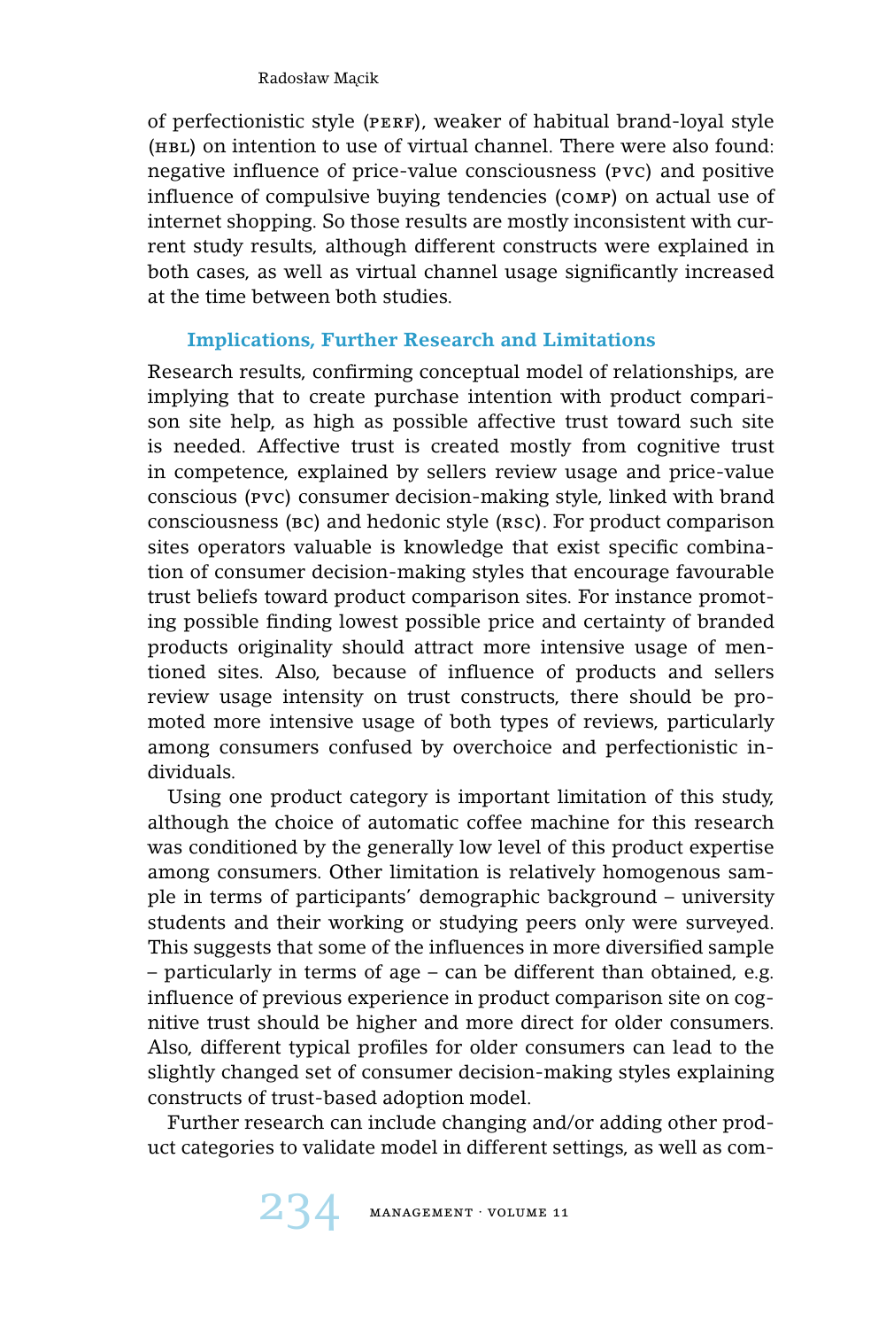of perfectionistic style (PERF), weaker of habitual brand-loyal style (HBL) on intention to use of virtual channel. There were also found: negative influence of price-value consciousness (PVC) and positive influence of compulsive buying tendencies (COMP) on actual use of internet shopping. So those results are mostly inconsistent with current study results, although different constructs were explained in both cases, as well as virtual channel usage significantly increased at the time between both studies.

## Implications, Further Research and Limitations

Research results, confirming conceptual model of relationships, are implying that to create purchase intention with product comparison site help, as high as possible affective trust toward such site is needed. Affective trust is created mostly from cognitive trust in competence, explained by sellers review usage and price-value conscious (PVC) consumer decision-making style, linked with brand consciousness (BC) and hedonic style (RSC). For product comparison sites operators valuable is knowledge that exist specific combination of consumer decision-making styles that encourage favourable trust beliefs toward product comparison sites. For instance promoting possible finding lowest possible price and certainty of branded products originality should attract more intensive usage of mentioned sites. Also, because of influence of products and sellers review usage intensity on trust constructs, there should be promoted more intensive usage of both types of reviews, particularly among consumers confused by overchoice and perfectionistic individuals.

Using one product category is important limitation of this study, although the choice of automatic coffee machine for this research was conditioned by the generally low level of this product expertise among consumers. Other limitation is relatively homogenous sample in terms of participants' demographic background – university students and their working or studying peers only were surveyed. This suggests that some of the influences in more diversified sample – particularly in terms of age – can be different than obtained, e.g. influence of previous experience in product comparison site on cognitive trust should be higher and more direct for older consumers. Also, different typical profiles for older consumers can lead to the slightly changed set of consumer decision-making styles explaining constructs of trust-based adoption model.

Further research can include changing and/or adding other product categories to validate model in different settings, as well as com-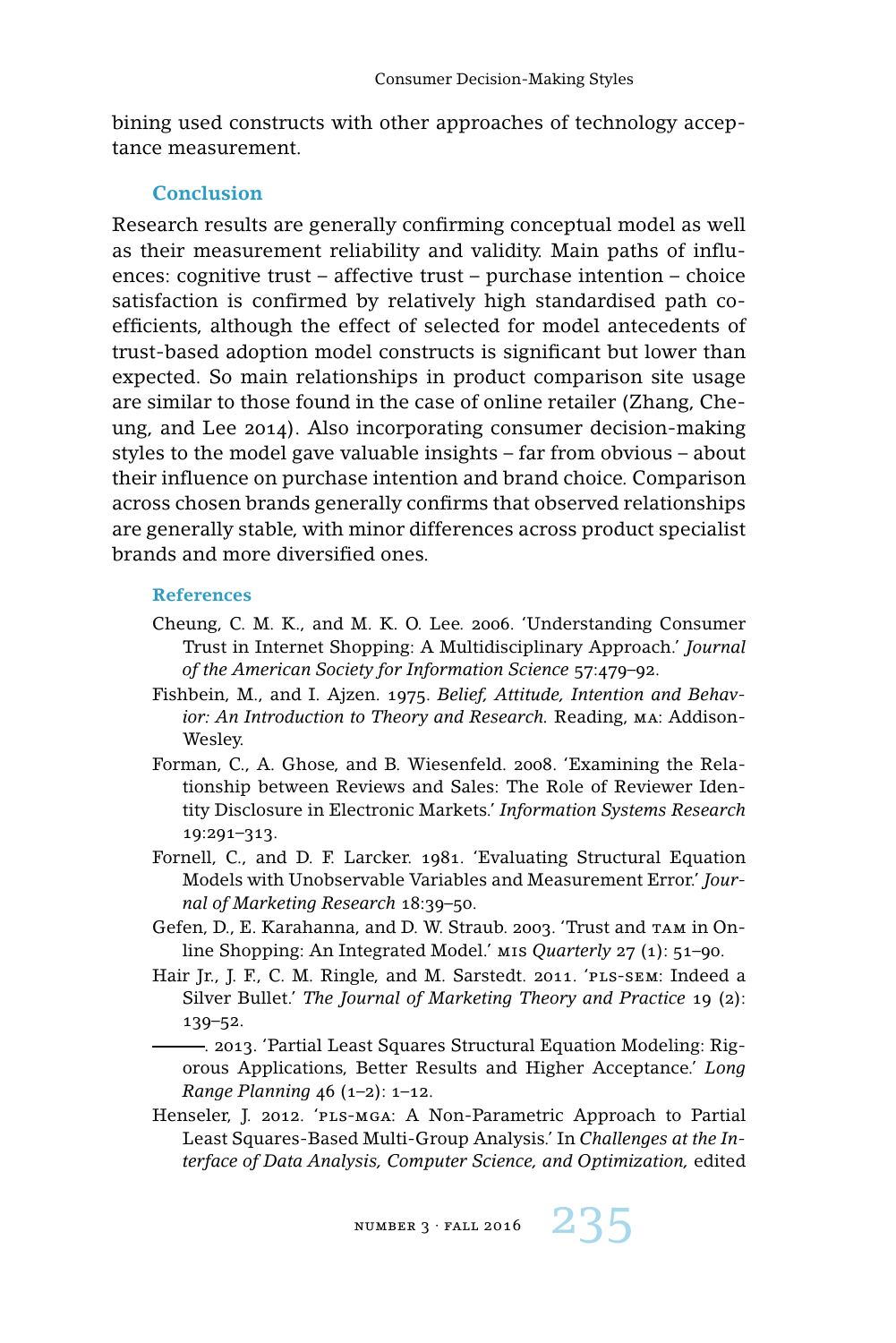bining used constructs with other approaches of technology acceptance measurement.

## Conclusion

Research results are generally confirming conceptual model as well as their measurement reliability and validity. Main paths of influences: cognitive trust – affective trust – purchase intention – choice satisfaction is confirmed by relatively high standardised path coefficients, although the effect of selected for model antecedents of trust-based adoption model constructs is significant but lower than expected. So main relationships in product comparison site usage are similar to those found in the case of online retailer (Zhang, Cheung, and Lee 2014). Also incorporating consumer decision-making styles to the model gave valuable insights – far from obvious – about their influence on purchase intention and brand choice. Comparison across chosen brands generally confirms that observed relationships are generally stable, with minor differences across product specialist brands and more diversified ones.

## References

Cheung, C. M. K., and M. K. O. Lee. 2006. 'Understanding Consumer Trust in Internet Shopping: A Multidisciplinary Approach.' *Journal of the American Society for Information Science* 57:479–92.

Fishbein, M., and I. Ajzen. 1975. *Belief, Attitude, Intention and Behavior: An Introduction to Theory and Research.* Reading, MA: Addison-Wesley.

Forman, C., A. Ghose, and B. Wiesenfeld. 2008. 'Examining the Relationship between Reviews and Sales: The Role of Reviewer Identity Disclosure in Electronic Markets.' *Information Systems Research* 19:291–313.

Fornell, C., and D. F. Larcker. 1981. 'Evaluating Structural Equation Models with Unobservable Variables and Measurement Error.' *Journal of Marketing Research* 18:39–50.

Gefen, D., E. Karahanna, and D. W. Straub. 2003. 'Trust and TAM in Online Shopping: An Integrated Model.' MIS *Quarterly* 27 (1): 51–90.

Hair Jr., J. F., C. M. Ringle, and M. Sarstedt. 2011. 'PLS-SEM: Indeed a Silver Bullet.' *The Journal of Marketing Theory and Practice* 19 (2): 139–52.

———. 2013. 'Partial Least Squares Structural Equation Modeling: Rigorous Applications, Better Results and Higher Acceptance.' *Long Range Planning* 46 (1–2): 1–12.

Henseler, J. 2012. 'PLS-MGA: A Non-Parametric Approach to Partial Least Squares-Based Multi-Group Analysis.' In *Challenges at the Interface of Data Analysis, Computer Science, and Optimization,* edited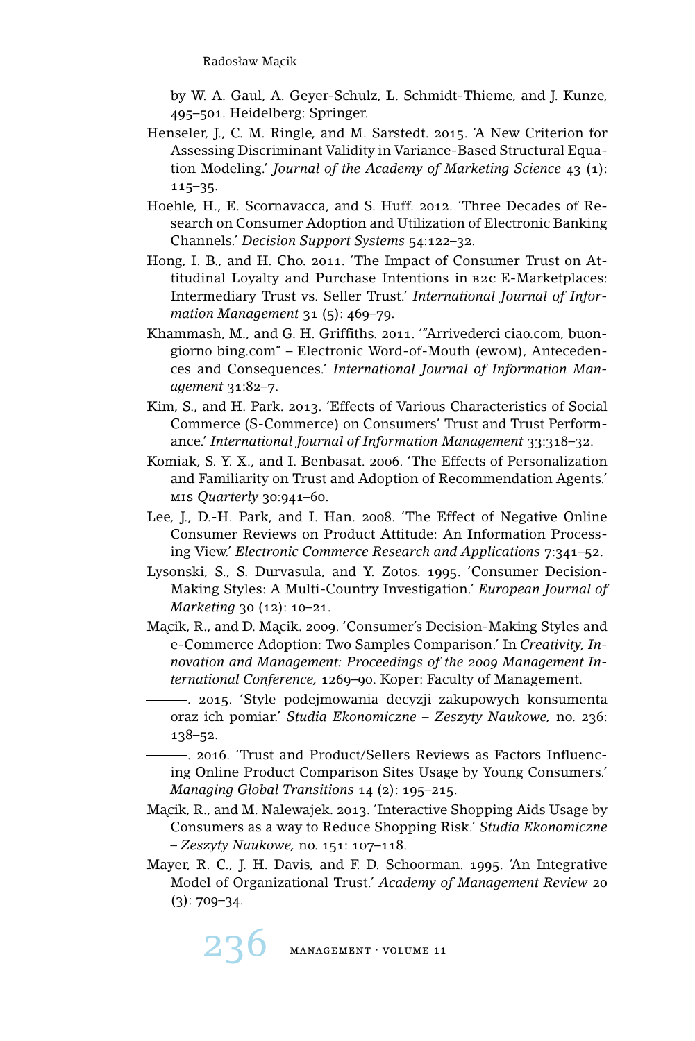by W. A. Gaul, A. Geyer-Schulz, L. Schmidt-Thieme, and J. Kunze, 495–501. Heidelberg: Springer.

Henseler, J., C. M. Ringle, and M. Sarstedt. 2015. 'A New Criterion for Assessing Discriminant Validity in Variance-Based Structural Equation Modeling.' *Journal of the Academy of Marketing Science* 43 (1): 115–35.

Hoehle, H., E. Scornavacca, and S. Huff. 2012. 'Three Decades of Research on Consumer Adoption and Utilization of Electronic Banking Channels.' *Decision Support Systems* 54:122–32.

Hong, I. B., and H. Cho. 2011. 'The Impact of Consumer Trust on Attitudinal Loyalty and Purchase Intentions in B2C E-Marketplaces: Intermediary Trust vs. Seller Trust.' *International Journal of Information Management* 31 (5): 469–79.

Khammash, M., and G. H. Griffiths. 2011. '"Arrivederci ciao.com, buongiorno bing.com" – Electronic Word-of-Mouth (eWOM), Antecedences and Consequences.' *International Journal of Information Management* 31:82–7.

Kim, S., and H. Park. 2013. 'Effects of Various Characteristics of Social Commerce (S-Commerce) on Consumers' Trust and Trust Performance.' *International Journal of Information Management* 33:318–32.

Komiak, S. Y. X., and I. Benbasat. 2006. 'The Effects of Personalization and Familiarity on Trust and Adoption of Recommendation Agents.' MIS *Quarterly* 30:941–60.

Lee, J., D.-H. Park, and I. Han. 2008. 'The Effect of Negative Online Consumer Reviews on Product Attitude: An Information Processing View.' *Electronic Commerce Research and Applications* 7:341–52.

Lysonski, S., S. Durvasula, and Y. Zotos. 1995. 'Consumer Decision-Making Styles: A Multi-Country Investigation.' *European Journal of Marketing* 30 (12): 10–21.

Mącik, R., and D. Mącik. 2009. 'Consumer's Decision-Making Styles and e-Commerce Adoption: Two Samples Comparison.' In *Creativity, Innovation and Management: Proceedings of the 2009 Management International Conference,* 1269–90. Koper: Faculty of Management.

———. 2015. 'Style podejmowania decyzji zakupowych konsumenta oraz ich pomiar.' *Studia Ekonomiczne – Zeszyty Naukowe,* no. 236: 138–52.

———. 2016. 'Trust and Product/Sellers Reviews as Factors Influencing Online Product Comparison Sites Usage by Young Consumers.' *Managing Global Transitions* 14 (2): 195–215.

Mącik, R., and M. Nalewajek. 2013. 'Interactive Shopping Aids Usage by Consumers as a way to Reduce Shopping Risk.' *Studia Ekonomiczne – Zeszyty Naukowe,* no. 151: 107–118.

Mayer, R. C., J. H. Davis, and F. D. Schoorman. 1995. 'An Integrative Model of Organizational Trust.' *Academy of Management Review* 20 (3): 709–34.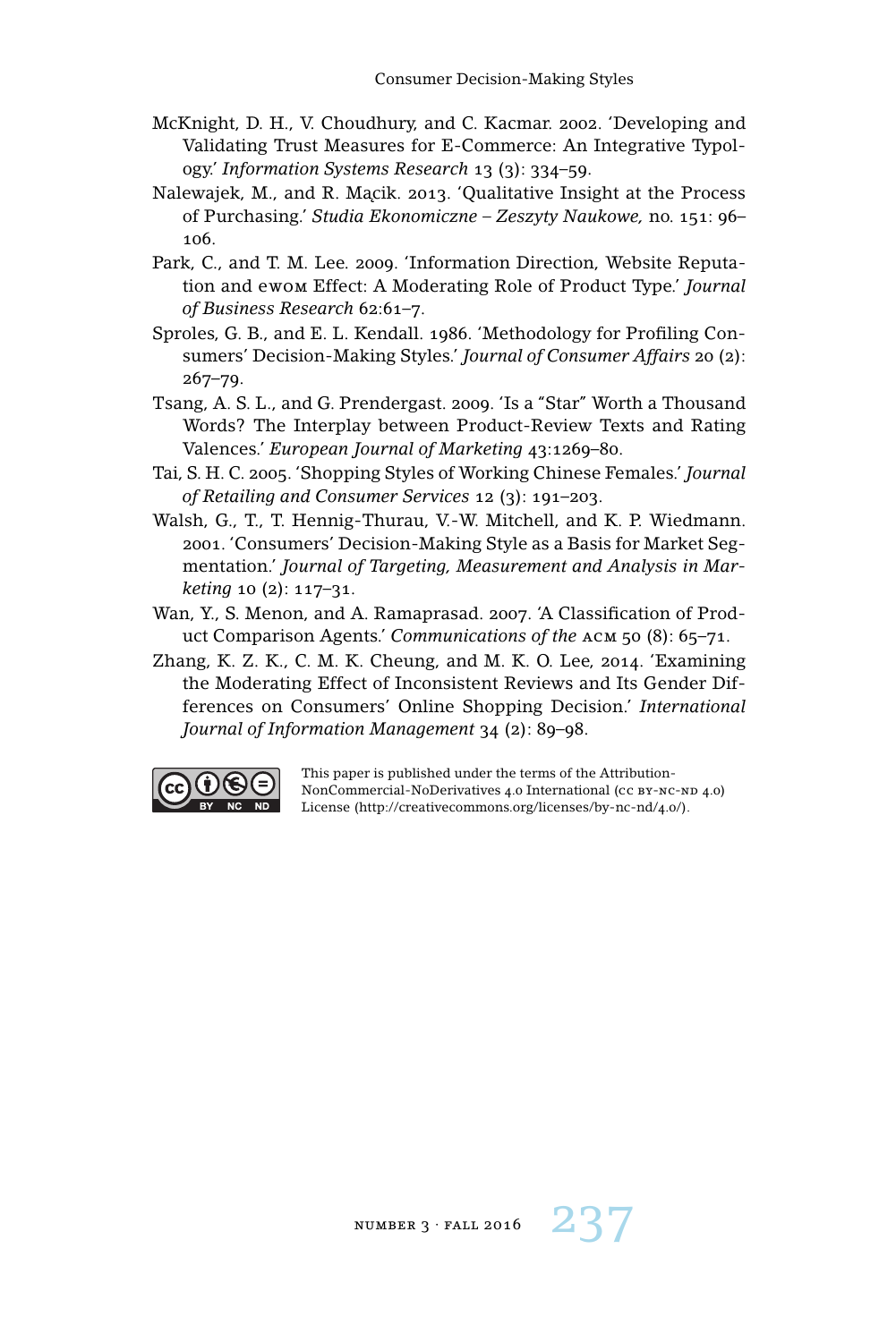McKnight, D. H., V. Choudhury, and C. Kacmar. 2002. 'Developing and Validating Trust Measures for E-Commerce: An Integrative Typology.' *Information Systems Research* 13 (3): 334–59.

Nalewajek, M., and R. Mącik. 2013. 'Qualitative Insight at the Process of Purchasing.' *Studia Ekonomiczne – Zeszyty Naukowe,* no. 151: 96–106.

Park, C., and T. M. Lee. 2009. 'Information Direction, Website Reputation and EWOM Effect: A Moderating Role of Product Type.' *Journal of Business Research* 62:61–7.

Sproles, G. B., and E. L. Kendall. 1986. 'Methodology for Profiling Consumers' Decision-Making Styles.' *Journal of Consumer Affairs* 20 (2): 267–79.

Tsang, A. S. L., and G. Prendergast. 2009. 'Is a "Star" Worth a Thousand Words? The Interplay between Product-Review Texts and Rating Valences.' *European Journal of Marketing* 43:1269–80.

Tai, S. H. C. 2005. 'Shopping Styles of Working Chinese Females.' *Journal of Retailing and Consumer Services* 12 (3): 191–203.

Walsh, G., T., T. Hennig-Thurau, V.-W. Mitchell, and K. P. Wiedmann. 2001. 'Consumers' Decision-Making Style as a Basis for Market Segmentation.' *Journal of Targeting, Measurement and Analysis in Marketing* 10 (2): 117–31.

Wan, Y., S. Menon, and A. Ramaprasad. 2007. 'A Classification of Product Comparison Agents.' *Communications of the ACM* 50 (8): 65–71.

Zhang, K. Z. K., C. M. K. Cheung, and M. K. O. Lee, 2014. 'Examining the Moderating Effect of Inconsistent Reviews and Its Gender Differences on Consumers' Online Shopping Decision.' *International Journal of Information Management* 34 (2): 89–98.

This paper is published under the terms of the Attribution-NonCommercial-NoDerivatives 4.0 International (CC BY-NC-ND 4.0) License (http://creativecommons.org/licenses/by-nc-nd/4.0/).